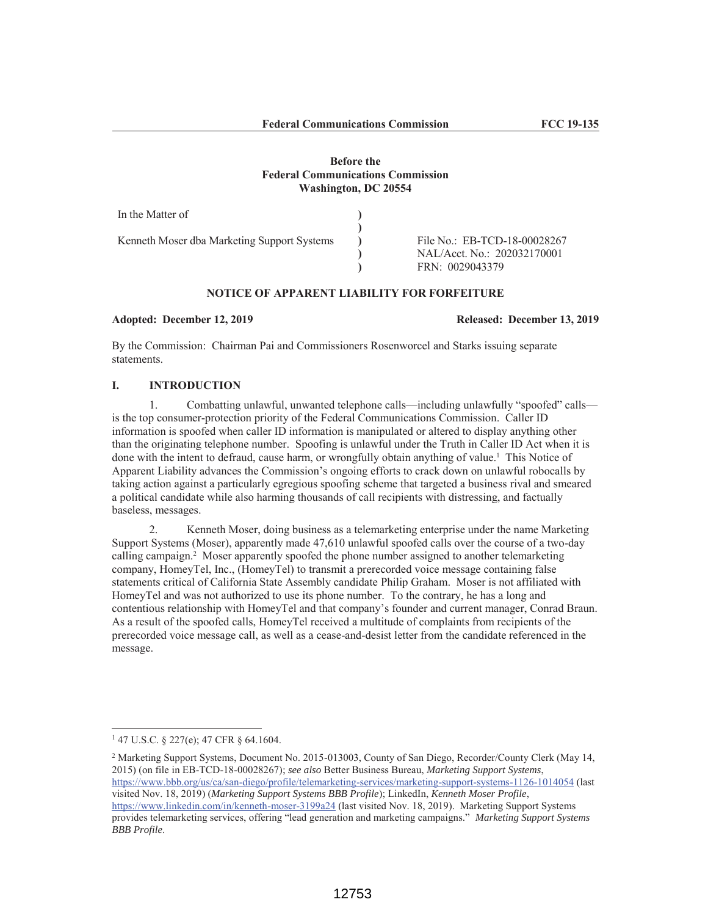**Before the**
**Federal Communications Commission**
**Washington, DC 20554**

| In the Matter of | ) | |
|---|---|---|
| | ) | |
| Kenneth Moser dba Marketing Support Systems | ) | File No.: EB-TCD-18-00028267 |
| | ) | NAL/Acct. No.: 202032170001 |
| | ) | FRN: 0029043379 |

**NOTICE OF APPARENT LIABILITY FOR FORFEITURE**

**Adopted: December 12, 2019** **Released: December 13, 2019**

By the Commission: Chairman Pai and Commissioners Rosenworcel and Starks issuing separate statements.

## I. INTRODUCTION

1. Combatting unlawful, unwanted telephone calls—including unlawfully "spoofed" calls—is the top consumer-protection priority of the Federal Communications Commission. Caller ID information is spoofed when caller ID information is manipulated or altered to display anything other than the originating telephone number. Spoofing is unlawful under the Truth in Caller ID Act when it is done with the intent to defraud, cause harm, or wrongfully obtain anything of value.[1] This Notice of Apparent Liability advances the Commission's ongoing efforts to crack down on unlawful robocalls by taking action against a particularly egregious spoofing scheme that targeted a business rival and smeared a political candidate while also harming thousands of call recipients with distressing, and factually baseless, messages.

2. Kenneth Moser, doing business as a telemarketing enterprise under the name Marketing Support Systems (Moser), apparently made 47,610 unlawful spoofed calls over the course of a two-day calling campaign.[2] Moser apparently spoofed the phone number assigned to another telemarketing company, HomeyTel, Inc., (HomeyTel) to transmit a prerecorded voice message containing false statements critical of California State Assembly candidate Philip Graham. Moser is not affiliated with HomeyTel and was not authorized to use its phone number. To the contrary, he has a long and contentious relationship with HomeyTel and that company's founder and current manager, Conrad Braun. As a result of the spoofed calls, HomeyTel received a multitude of complaints from recipients of the prerecorded voice message call, as well as a cease-and-desist letter from the candidate referenced in the message.

---

[1] 47 U.S.C. § 227(e); 47 CFR § 64.1604.

[2] Marketing Support Systems, Document No. 2015-013003, County of San Diego, Recorder/County Clerk (May 14, 2015) (on file in EB-TCD-18-00028267); *see also* Better Business Bureau, *Marketing Support Systems*, https://www.bbb.org/us/ca/san-diego/profile/telemarketing-services/marketing-support-systems-1126-1014054 (last visited Nov. 18, 2019) (*Marketing Support Systems BBB Profile*); LinkedIn, *Kenneth Moser Profile*, https://www.linkedin.com/in/kenneth-moser-3199a24 (last visited Nov. 18, 2019). Marketing Support Systems provides telemarketing services, offering "lead generation and marketing campaigns." *Marketing Support Systems BBB Profile*.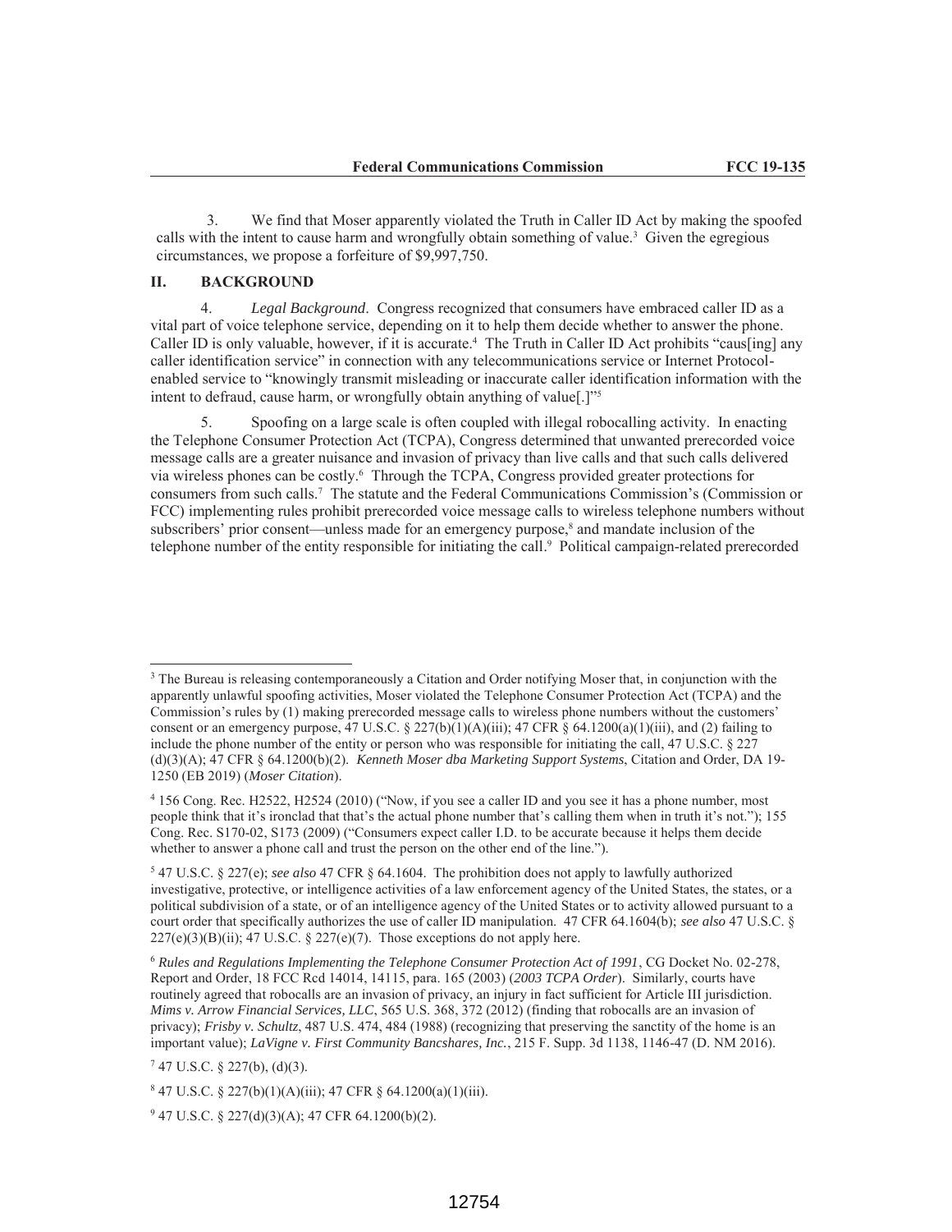3. We find that Moser apparently violated the Truth in Caller ID Act by making the spoofed calls with the intent to cause harm and wrongfully obtain something of value.[3] Given the egregious circumstances, we propose a forfeiture of $9,997,750.

## II. BACKGROUND

4. *Legal Background*. Congress recognized that consumers have embraced caller ID as a vital part of voice telephone service, depending on it to help them decide whether to answer the phone. Caller ID is only valuable, however, if it is accurate.[4] The Truth in Caller ID Act prohibits "caus[ing] any caller identification service" in connection with any telecommunications service or Internet Protocol-enabled service to "knowingly transmit misleading or inaccurate caller identification information with the intent to defraud, cause harm, or wrongfully obtain anything of value[.]"[5]

5. Spoofing on a large scale is often coupled with illegal robocalling activity. In enacting the Telephone Consumer Protection Act (TCPA), Congress determined that unwanted prerecorded voice message calls are a greater nuisance and invasion of privacy than live calls and that such calls delivered via wireless phones can be costly.[6] Through the TCPA, Congress provided greater protections for consumers from such calls.[7] The statute and the Federal Communications Commission's (Commission or FCC) implementing rules prohibit prerecorded voice message calls to wireless telephone numbers without subscribers' prior consent—unless made for an emergency purpose,[8] and mandate inclusion of the telephone number of the entity responsible for initiating the call.[9] Political campaign-related prerecorded

---

[3] The Bureau is releasing contemporaneously a Citation and Order notifying Moser that, in conjunction with the apparently unlawful spoofing activities, Moser violated the Telephone Consumer Protection Act (TCPA) and the Commission's rules by (1) making prerecorded message calls to wireless phone numbers without the customers' consent or an emergency purpose, 47 U.S.C. § 227(b)(1)(A)(iii); 47 CFR § 64.1200(a)(1)(iii), and (2) failing to include the phone number of the entity or person who was responsible for initiating the call, 47 U.S.C. § 227 (d)(3)(A); 47 CFR § 64.1200(b)(2). *Kenneth Moser dba Marketing Support Systems*, Citation and Order, DA 19-1250 (EB 2019) (*Moser Citation*).

[4] 156 Cong. Rec. H2522, H2524 (2010) ("Now, if you see a caller ID and you see it has a phone number, most people think that it's ironclad that that's the actual phone number that's calling them when in truth it's not."); 155 Cong. Rec. S170-02, S173 (2009) ("Consumers expect caller I.D. to be accurate because it helps them decide whether to answer a phone call and trust the person on the other end of the line.").

[5] 47 U.S.C. § 227(e); *see also* 47 CFR § 64.1604. The prohibition does not apply to lawfully authorized investigative, protective, or intelligence activities of a law enforcement agency of the United States, the states, or a political subdivision of a state, or of an intelligence agency of the United States or to activity allowed pursuant to a court order that specifically authorizes the use of caller ID manipulation. 47 CFR 64.1604(b); *see also* 47 U.S.C. § 227(e)(3)(B)(ii); 47 U.S.C. § 227(e)(7). Those exceptions do not apply here.

[6] *Rules and Regulations Implementing the Telephone Consumer Protection Act of 1991*, CG Docket No. 02-278, Report and Order, 18 FCC Rcd 14014, 14115, para. 165 (2003) (*2003 TCPA Order*). Similarly, courts have routinely agreed that robocalls are an invasion of privacy, an injury in fact sufficient for Article III jurisdiction. *Mims v. Arrow Financial Services, LLC*, 565 U.S. 368, 372 (2012) (finding that robocalls are an invasion of privacy); *Frisby v. Schultz*, 487 U.S. 474, 484 (1988) (recognizing that preserving the sanctity of the home is an important value); *LaVigne v. First Community Bancshares, Inc.*, 215 F. Supp. 3d 1138, 1146-47 (D. NM 2016).

[7] 47 U.S.C. § 227(b), (d)(3).

[8] 47 U.S.C. § 227(b)(1)(A)(iii); 47 CFR § 64.1200(a)(1)(iii).

[9] 47 U.S.C. § 227(d)(3)(A); 47 CFR 64.1200(b)(2).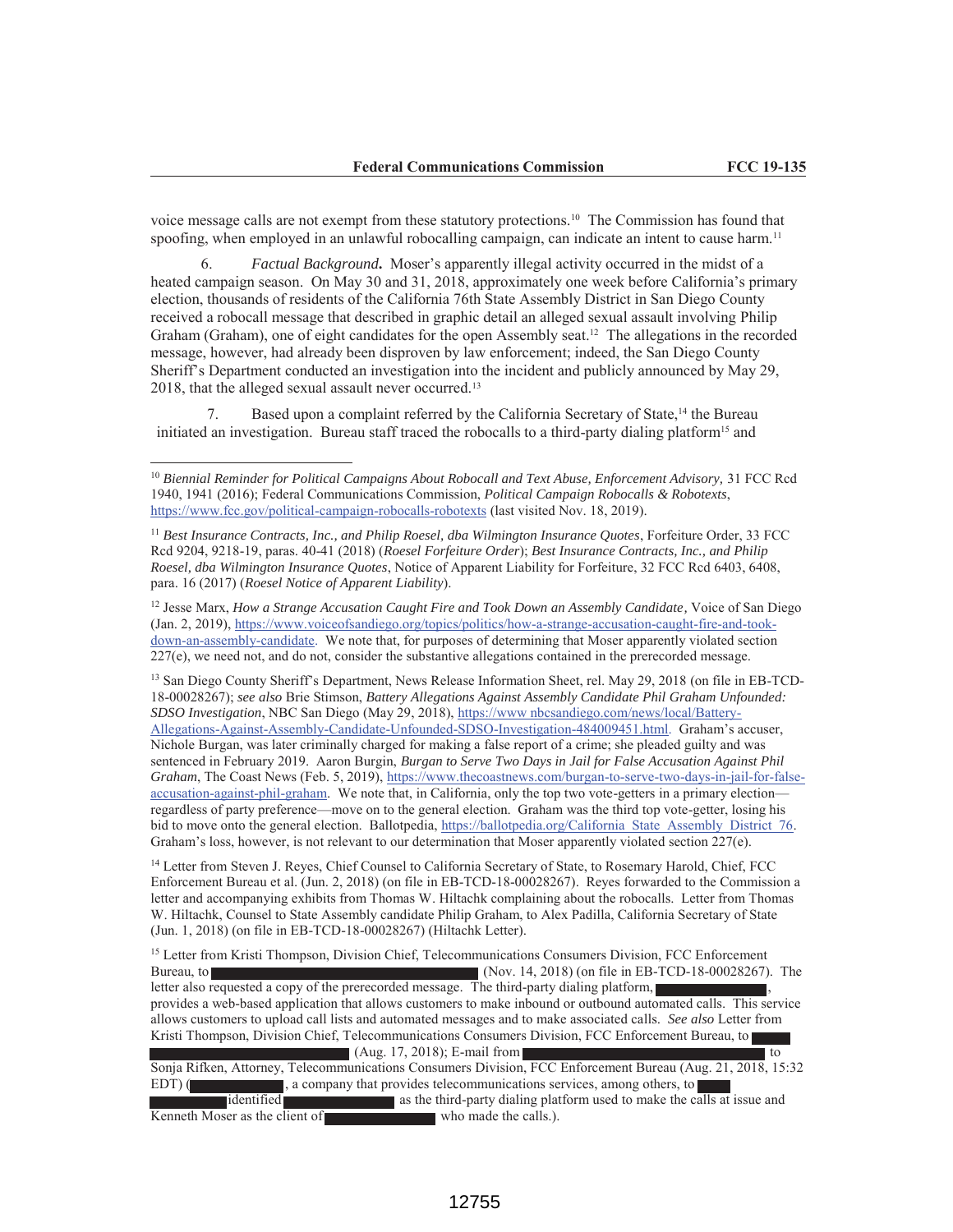voice message calls are not exempt from these statutory protections.[10] The Commission has found that spoofing, when employed in an unlawful robocalling campaign, can indicate an intent to cause harm.[11]

6. *Factual Background***.** Moser's apparently illegal activity occurred in the midst of a heated campaign season. On May 30 and 31, 2018, approximately one week before California's primary election, thousands of residents of the California 76th State Assembly District in San Diego County received a robocall message that described in graphic detail an alleged sexual assault involving Philip Graham (Graham), one of eight candidates for the open Assembly seat.[12] The allegations in the recorded message, however, had already been disproven by law enforcement; indeed, the San Diego County Sheriff's Department conducted an investigation into the incident and publicly announced by May 29, 2018, that the alleged sexual assault never occurred.[13]

7. Based upon a complaint referred by the California Secretary of State,[14] the Bureau initiated an investigation. Bureau staff traced the robocalls to a third-party dialing platform[15] and

---

[10] *Biennial Reminder for Political Campaigns About Robocall and Text Abuse, Enforcement Advisory,* 31 FCC Rcd 1940, 1941 (2016); Federal Communications Commission, *Political Campaign Robocalls & Robotexts*, https://www.fcc.gov/political-campaign-robocalls-robotexts (last visited Nov. 18, 2019).

[11] *Best Insurance Contracts, Inc., and Philip Roesel, dba Wilmington Insurance Quotes*, Forfeiture Order, 33 FCC Rcd 9204, 9218-19, paras. 40-41 (2018) (*Roesel Forfeiture Order*); *Best Insurance Contracts, Inc., and Philip Roesel, dba Wilmington Insurance Quotes*, Notice of Apparent Liability for Forfeiture, 32 FCC Rcd 6403, 6408, para. 16 (2017) (*Roesel Notice of Apparent Liability*).

[12] Jesse Marx, *How a Strange Accusation Caught Fire and Took Down an Assembly Candidate,* Voice of San Diego (Jan. 2, 2019), https://www.voiceofsandiego.org/topics/politics/how-a-strange-accusation-caught-fire-and-took-down-an-assembly-candidate. We note that, for purposes of determining that Moser apparently violated section 227(e), we need not, and do not, consider the substantive allegations contained in the prerecorded message.

[13] San Diego County Sheriff's Department, News Release Information Sheet, rel. May 29, 2018 (on file in EB-TCD-18-00028267); *see also* Brie Stimson, *Battery Allegations Against Assembly Candidate Phil Graham Unfounded: SDSO Investigation*, NBC San Diego (May 29, 2018), https://www.nbcsandiego.com/news/local/Battery-Allegations-Against-Assembly-Candidate-Unfounded-SDSO-Investigation-484009451.html. Graham's accuser, Nichole Burgan, was later criminally charged for making a false report of a crime; she pleaded guilty and was sentenced in February 2019. Aaron Burgin, *Burgan to Serve Two Days in Jail for False Accusation Against Phil Graham*, The Coast News (Feb. 5, 2019), https://www.thecoastnews.com/burgan-to-serve-two-days-in-jail-for-false-accusation-against-phil-graham. We note that, in California, only the top two vote-getters in a primary election—regardless of party preference—move on to the general election. Graham was the third top vote-getter, losing his bid to move onto the general election. Ballotpedia, https://ballotpedia.org/California_State_Assembly_District_76. Graham's loss, however, is not relevant to our determination that Moser apparently violated section 227(e).

[14] Letter from Steven J. Reyes, Chief Counsel to California Secretary of State, to Rosemary Harold, Chief, FCC Enforcement Bureau et al. (Jun. 2, 2018) (on file in EB-TCD-18-00028267). Reyes forwarded to the Commission a letter and accompanying exhibits from Thomas W. Hiltachk complaining about the robocalls. Letter from Thomas W. Hiltachk, Counsel to State Assembly candidate Philip Graham, to Alex Padilla, California Secretary of State (Jun. 1, 2018) (on file in EB-TCD-18-00028267) (Hiltachk Letter).

[15] Letter from Kristi Thompson, Division Chief, Telecommunications Consumers Division, FCC Enforcement Bureau, to [REDACTED] (Nov. 14, 2018) (on file in EB-TCD-18-00028267). The letter also requested a copy of the prerecorded message. The third-party dialing platform, [REDACTED], provides a web-based application that allows customers to make inbound or outbound automated calls. This service allows customers to upload call lists and automated messages and to make associated calls. *See also* Letter from Kristi Thompson, Division Chief, Telecommunications Consumers Division, FCC Enforcement Bureau, to [REDACTED] (Aug. 17, 2018); E-mail from [REDACTED] to Sonja Rifken, Attorney, Telecommunications Consumers Division, FCC Enforcement Bureau (Aug. 21, 2018, 15:32 EDT) ([REDACTED], a company that provides telecommunications services, among others, to [REDACTED] identified [REDACTED] as the third-party dialing platform used to make the calls at issue and Kenneth Moser as the client of [REDACTED] who made the calls.).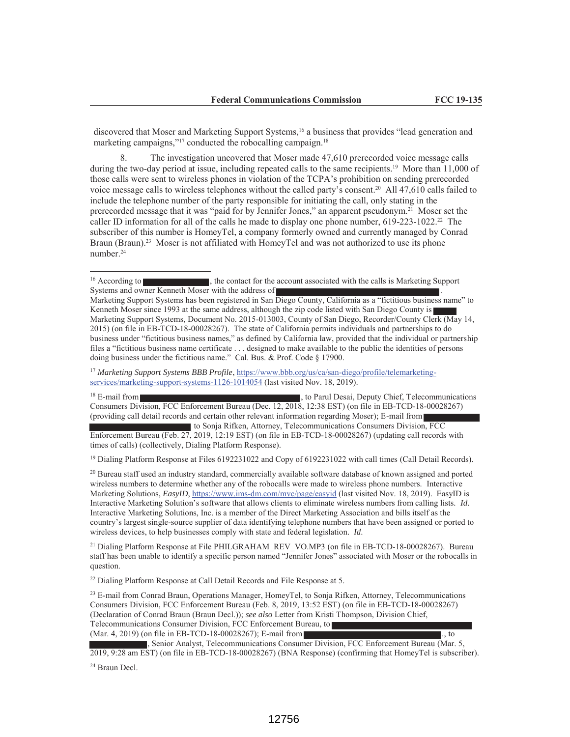discovered that Moser and Marketing Support Systems,[16] a business that provides "lead generation and marketing campaigns,"[17] conducted the robocalling campaign.[18]

8. The investigation uncovered that Moser made 47,610 prerecorded voice message calls during the two-day period at issue, including repeated calls to the same recipients.[19] More than 11,000 of those calls were sent to wireless phones in violation of the TCPA's prohibition on sending prerecorded voice message calls to wireless telephones without the called party's consent.[20] All 47,610 calls failed to include the telephone number of the party responsible for initiating the call, only stating in the prerecorded message that it was "paid for by Jennifer Jones," an apparent pseudonym.[21] Moser set the caller ID information for all of the calls he made to display one phone number, 619-223-1022.[22] The subscriber of this number is HomeyTel, a company formerly owned and currently managed by Conrad Braun (Braun).[23] Moser is not affiliated with HomeyTel and was not authorized to use its phone number.[24]

---

[16] According to [REDACTED], the contact for the account associated with the calls is Marketing Support Systems and owner Kenneth Moser with the address of [REDACTED]. Marketing Support Systems has been registered in San Diego County, California as a "fictitious business name" to Kenneth Moser since 1993 at the same address, although the zip code listed with San Diego County is [REDACTED] Marketing Support Systems, Document No. 2015-013003, County of San Diego, Recorder/County Clerk (May 14, 2015) (on file in EB-TCD-18-00028267). The state of California permits individuals and partnerships to do business under "fictitious business names," as defined by California law, provided that the individual or partnership files a "fictitious business name certificate . . . designed to make available to the public the identities of persons doing business under the fictitious name." Cal. Bus. & Prof. Code § 17900.

[17] *Marketing Support Systems BBB Profile*, https://www.bbb.org/us/ca/san-diego/profile/telemarketing-services/marketing-support-systems-1126-1014054 (last visited Nov. 18, 2019).

[18] E-mail from [REDACTED], to Parul Desai, Deputy Chief, Telecommunications Consumers Division, FCC Enforcement Bureau (Dec. 12, 2018, 12:38 EST) (on file in EB-TCD-18-00028267) (providing call detail records and certain other relevant information regarding Moser); E-mail from [REDACTED] to Sonja Rifken, Attorney, Telecommunications Consumers Division, FCC Enforcement Bureau (Feb. 27, 2019, 12:19 EST) (on file in EB-TCD-18-00028267) (updating call records with times of calls) (collectively, Dialing Platform Response).

[19] Dialing Platform Response at Files 6192231022 and Copy of 6192231022 with call times (Call Detail Records).

[20] Bureau staff used an industry standard, commercially available software database of known assigned and ported wireless numbers to determine whether any of the robocalls were made to wireless phone numbers. Interactive Marketing Solutions, *EasyID*, https://www.ims-dm.com/mvc/page/easyid (last visited Nov. 18, 2019). EasyID is Interactive Marketing Solution's software that allows clients to eliminate wireless numbers from calling lists. *Id*. Interactive Marketing Solutions, Inc. is a member of the Direct Marketing Association and bills itself as the country's largest single-source supplier of data identifying telephone numbers that have been assigned or ported to wireless devices, to help businesses comply with state and federal legislation. *Id*.

[21] Dialing Platform Response at File PHILGRAHAM_REV_VO.MP3 (on file in EB-TCD-18-00028267). Bureau staff has been unable to identify a specific person named "Jennifer Jones" associated with Moser or the robocalls in question.

[22] Dialing Platform Response at Call Detail Records and File Response at 5.

[23] E-mail from Conrad Braun, Operations Manager, HomeyTel, to Sonja Rifken, Attorney, Telecommunications Consumers Division, FCC Enforcement Bureau (Feb. 8, 2019, 13:52 EST) (on file in EB-TCD-18-00028267) (Declaration of Conrad Braun (Braun Decl.)); *see also* Letter from Kristi Thompson, Division Chief, Telecommunications Consumer Division, FCC Enforcement Bureau, to [REDACTED] (Mar. 4, 2019) (on file in EB-TCD-18-00028267); E-mail from [REDACTED]., to [REDACTED], Senior Analyst, Telecommunications Consumer Division, FCC Enforcement Bureau (Mar. 5, 2019, 9:28 am EST) (on file in EB-TCD-18-00028267) (BNA Response) (confirming that HomeyTel is subscriber).

[24] Braun Decl.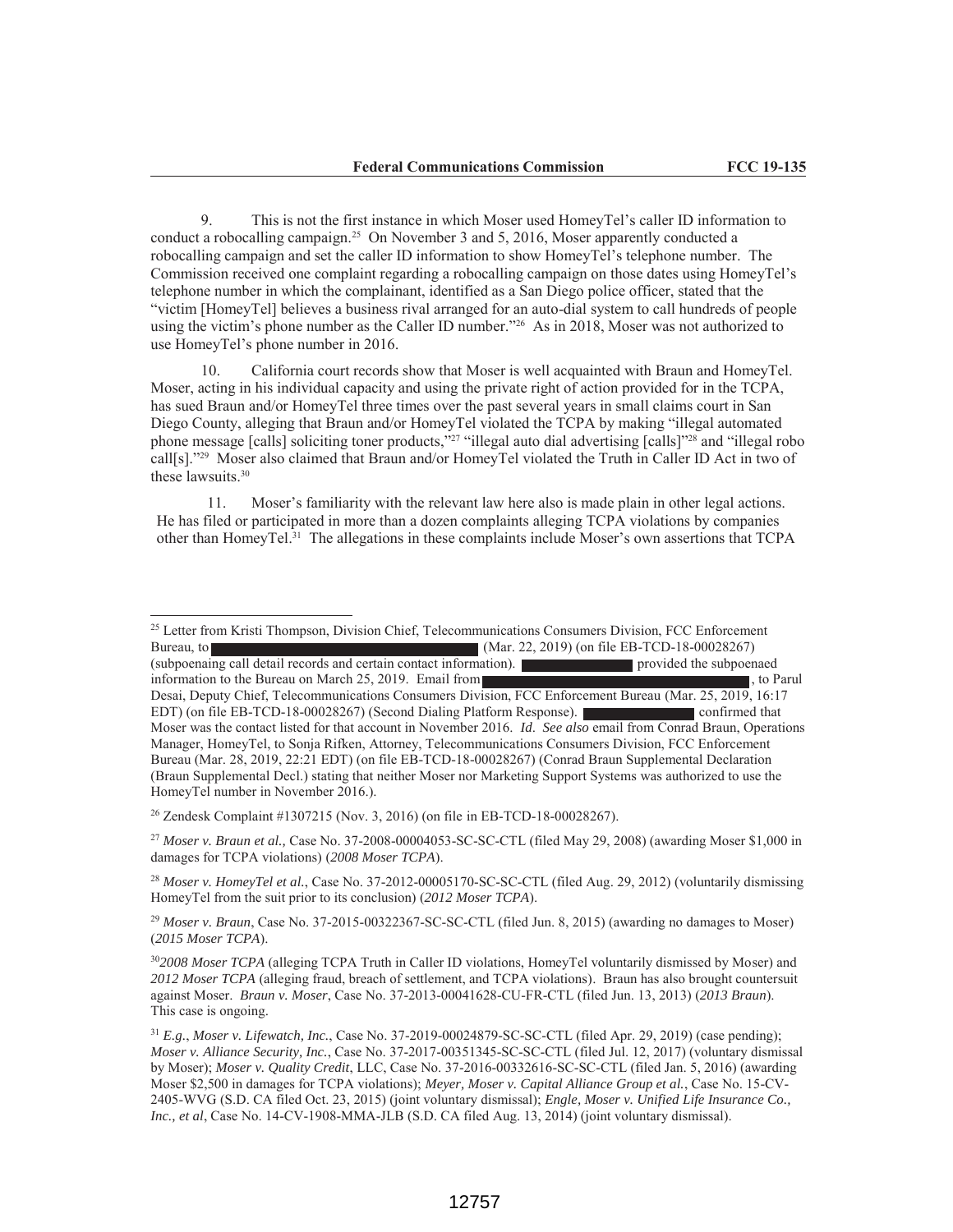9. This is not the first instance in which Moser used HomeyTel's caller ID information to conduct a robocalling campaign.[25] On November 3 and 5, 2016, Moser apparently conducted a robocalling campaign and set the caller ID information to show HomeyTel's telephone number. The Commission received one complaint regarding a robocalling campaign on those dates using HomeyTel's telephone number in which the complainant, identified as a San Diego police officer, stated that the "victim [HomeyTel] believes a business rival arranged for an auto-dial system to call hundreds of people using the victim's phone number as the Caller ID number."[26] As in 2018, Moser was not authorized to use HomeyTel's phone number in 2016.

10. California court records show that Moser is well acquainted with Braun and HomeyTel. Moser, acting in his individual capacity and using the private right of action provided for in the TCPA, has sued Braun and/or HomeyTel three times over the past several years in small claims court in San Diego County, alleging that Braun and/or HomeyTel violated the TCPA by making "illegal automated phone message [calls] soliciting toner products,"[27] "illegal auto dial advertising [calls]"[28] and "illegal robo call[s]."[29] Moser also claimed that Braun and/or HomeyTel violated the Truth in Caller ID Act in two of these lawsuits.[30]

11. Moser's familiarity with the relevant law here also is made plain in other legal actions. He has filed or participated in more than a dozen complaints alleging TCPA violations by companies other than HomeyTel.[31] The allegations in these complaints include Moser's own assertions that TCPA

---

[25] Letter from Kristi Thompson, Division Chief, Telecommunications Consumers Division, FCC Enforcement Bureau, to ██████ (Mar. 22, 2019) (on file EB-TCD-18-00028267) (subpoenaing call detail records and certain contact information). ██████ provided the subpoenaed information to the Bureau on March 25, 2019. Email from ██████, to Parul Desai, Deputy Chief, Telecommunications Consumers Division, FCC Enforcement Bureau (Mar. 25, 2019, 16:17 EDT) (on file EB-TCD-18-00028267) (Second Dialing Platform Response). ██████ confirmed that Moser was the contact listed for that account in November 2016. *Id*. *See also* email from Conrad Braun, Operations Manager, HomeyTel, to Sonja Rifken, Attorney, Telecommunications Consumers Division, FCC Enforcement Bureau (Mar. 28, 2019, 22:21 EDT) (on file EB-TCD-18-00028267) (Conrad Braun Supplemental Declaration (Braun Supplemental Decl.) stating that neither Moser nor Marketing Support Systems was authorized to use the HomeyTel number in November 2016.).

[26] Zendesk Complaint #1307215 (Nov. 3, 2016) (on file in EB-TCD-18-00028267).

[27] *Moser v. Braun et al.,* Case No. 37-2008-00004053-SC-SC-CTL (filed May 29, 2008) (awarding Moser $1,000 in damages for TCPA violations) (*2008 Moser TCPA*).

[28] *Moser v. HomeyTel et al.*, Case No. 37-2012-00005170-SC-SC-CTL (filed Aug. 29, 2012) (voluntarily dismissing HomeyTel from the suit prior to its conclusion) (*2012 Moser TCPA*).

[29] *Moser v. Braun*, Case No. 37-2015-00322367-SC-SC-CTL (filed Jun. 8, 2015) (awarding no damages to Moser) (*2015 Moser TCPA*).

[30] *2008 Moser TCPA* (alleging TCPA Truth in Caller ID violations, HomeyTel voluntarily dismissed by Moser) and *2012 Moser TCPA* (alleging fraud, breach of settlement, and TCPA violations). Braun has also brought countersuit against Moser. *Braun v. Moser*, Case No. 37-2013-00041628-CU-FR-CTL (filed Jun. 13, 2013) (*2013 Braun*). This case is ongoing.

[31] *E.g.*, *Moser v. Lifewatch, Inc.*, Case No. 37-2019-00024879-SC-SC-CTL (filed Apr. 29, 2019) (case pending); *Moser v. Alliance Security, Inc.*, Case No. 37-2017-00351345-SC-SC-CTL (filed Jul. 12, 2017) (voluntary dismissal by Moser); *Moser v. Quality Credit*, LLC, Case No. 37-2016-00332616-SC-SC-CTL (filed Jan. 5, 2016) (awarding Moser $2,500 in damages for TCPA violations); *Meyer, Moser v. Capital Alliance Group et al.*, Case No. 15-CV-2405-WVG (S.D. CA filed Oct. 23, 2015) (joint voluntary dismissal); *Engle, Moser v. Unified Life Insurance Co., Inc., et al*, Case No. 14-CV-1908-MMA-JLB (S.D. CA filed Aug. 13, 2014) (joint voluntary dismissal).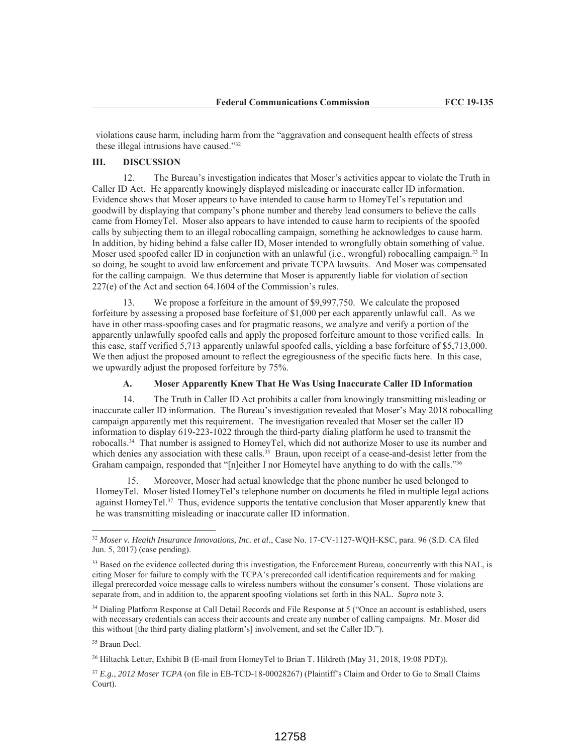violations cause harm, including harm from the "aggravation and consequent health effects of stress these illegal intrusions have caused."[32]

## III. DISCUSSION

12. The Bureau's investigation indicates that Moser's activities appear to violate the Truth in Caller ID Act. He apparently knowingly displayed misleading or inaccurate caller ID information. Evidence shows that Moser appears to have intended to cause harm to HomeyTel's reputation and goodwill by displaying that company's phone number and thereby lead consumers to believe the calls came from HomeyTel. Moser also appears to have intended to cause harm to recipients of the spoofed calls by subjecting them to an illegal robocalling campaign, something he acknowledges to cause harm. In addition, by hiding behind a false caller ID, Moser intended to wrongfully obtain something of value. Moser used spoofed caller ID in conjunction with an unlawful (i.e., wrongful) robocalling campaign.[33] In so doing, he sought to avoid law enforcement and private TCPA lawsuits. And Moser was compensated for the calling campaign. We thus determine that Moser is apparently liable for violation of section 227(e) of the Act and section 64.1604 of the Commission's rules.

13. We propose a forfeiture in the amount of $9,997,750. We calculate the proposed forfeiture by assessing a proposed base forfeiture of $1,000 per each apparently unlawful call. As we have in other mass-spoofing cases and for pragmatic reasons, we analyze and verify a portion of the apparently unlawfully spoofed calls and apply the proposed forfeiture amount to those verified calls. In this case, staff verified 5,713 apparently unlawful spoofed calls, yielding a base forfeiture of $5,713,000. We then adjust the proposed amount to reflect the egregiousness of the specific facts here. In this case, we upwardly adjust the proposed forfeiture by 75%.

### A. Moser Apparently Knew That He Was Using Inaccurate Caller ID Information

14. The Truth in Caller ID Act prohibits a caller from knowingly transmitting misleading or inaccurate caller ID information. The Bureau's investigation revealed that Moser's May 2018 robocalling campaign apparently met this requirement. The investigation revealed that Moser set the caller ID information to display 619-223-1022 through the third-party dialing platform he used to transmit the robocalls.[34] That number is assigned to HomeyTel, which did not authorize Moser to use its number and which denies any association with these calls.[35] Braun, upon receipt of a cease-and-desist letter from the Graham campaign, responded that "[n]either I nor Homeytel have anything to do with the calls."[36]

15. Moreover, Moser had actual knowledge that the phone number he used belonged to HomeyTel. Moser listed HomeyTel's telephone number on documents he filed in multiple legal actions against HomeyTel.[37] Thus, evidence supports the tentative conclusion that Moser apparently knew that he was transmitting misleading or inaccurate caller ID information.

---

[32] *Moser v. Health Insurance Innovations, Inc. et al.*, Case No. 17-CV-1127-WQH-KSC, para. 96 (S.D. CA filed Jun. 5, 2017) (case pending).

[33] Based on the evidence collected during this investigation, the Enforcement Bureau, concurrently with this NAL, is citing Moser for failure to comply with the TCPA's prerecorded call identification requirements and for making illegal prerecorded voice message calls to wireless numbers without the consumer's consent. Those violations are separate from, and in addition to, the apparent spoofing violations set forth in this NAL. *Supra* note 3.

[34] Dialing Platform Response at Call Detail Records and File Response at 5 ("Once an account is established, users with necessary credentials can access their accounts and create any number of calling campaigns. Mr. Moser did this without [the third party dialing platform's] involvement, and set the Caller ID.").

[35] Braun Decl.

[36] Hiltachk Letter, Exhibit B (E-mail from HomeyTel to Brian T. Hildreth (May 31, 2018, 19:08 PDT)).

[37] *E.g.*, *2012 Moser TCPA* (on file in EB-TCD-18-00028267) (Plaintiff's Claim and Order to Go to Small Claims Court).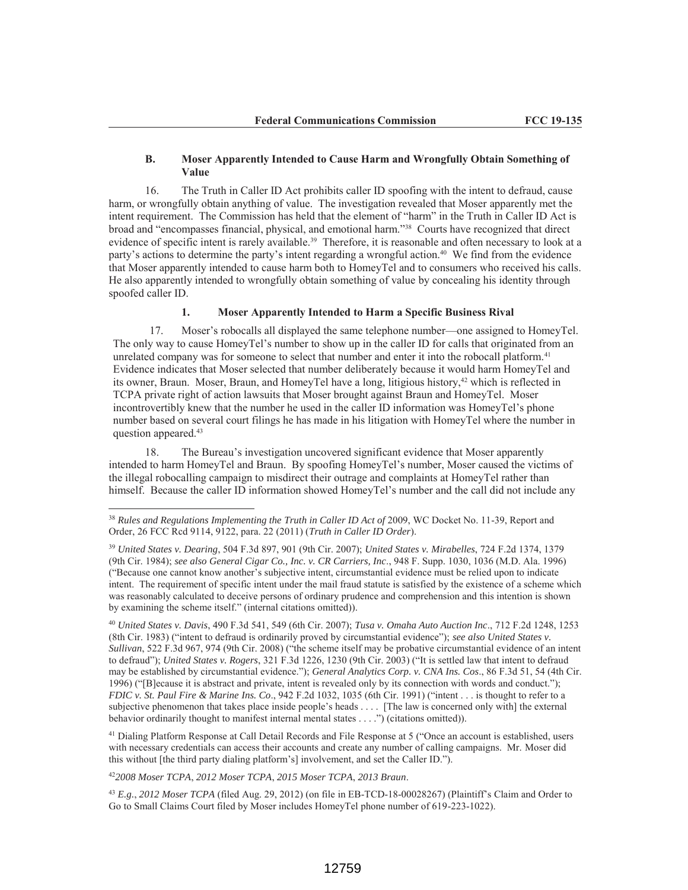### B. Moser Apparently Intended to Cause Harm and Wrongfully Obtain Something of Value

16. The Truth in Caller ID Act prohibits caller ID spoofing with the intent to defraud, cause harm, or wrongfully obtain anything of value. The investigation revealed that Moser apparently met the intent requirement. The Commission has held that the element of "harm" in the Truth in Caller ID Act is broad and "encompasses financial, physical, and emotional harm."[38] Courts have recognized that direct evidence of specific intent is rarely available.[39] Therefore, it is reasonable and often necessary to look at a party's actions to determine the party's intent regarding a wrongful action.[40] We find from the evidence that Moser apparently intended to cause harm both to HomeyTel and to consumers who received his calls. He also apparently intended to wrongfully obtain something of value by concealing his identity through spoofed caller ID.

#### 1. Moser Apparently Intended to Harm a Specific Business Rival

17. Moser's robocalls all displayed the same telephone number—one assigned to HomeyTel. The only way to cause HomeyTel's number to show up in the caller ID for calls that originated from an unrelated company was for someone to select that number and enter it into the robocall platform.[41] Evidence indicates that Moser selected that number deliberately because it would harm HomeyTel and its owner, Braun. Moser, Braun, and HomeyTel have a long, litigious history,[42] which is reflected in TCPA private right of action lawsuits that Moser brought against Braun and HomeyTel. Moser incontrovertibly knew that the number he used in the caller ID information was HomeyTel's phone number based on several court filings he has made in his litigation with HomeyTel where the number in question appeared.[43]

18. The Bureau's investigation uncovered significant evidence that Moser apparently intended to harm HomeyTel and Braun. By spoofing HomeyTel's number, Moser caused the victims of the illegal robocalling campaign to misdirect their outrage and complaints at HomeyTel rather than himself. Because the caller ID information showed HomeyTel's number and the call did not include any

---

[38] *Rules and Regulations Implementing the Truth in Caller ID Act of* 2009, WC Docket No. 11-39, Report and Order, 26 FCC Rcd 9114, 9122, para. 22 (2011) (*Truth in Caller ID Order*).

[39] *United States v. Dearing*, 504 F.3d 897, 901 (9th Cir. 2007); *United States v. Mirabelles*, 724 F.2d 1374, 1379 (9th Cir. 1984); *see also General Cigar Co., Inc. v. CR Carriers, Inc*., 948 F. Supp. 1030, 1036 (M.D. Ala. 1996) ("Because one cannot know another's subjective intent, circumstantial evidence must be relied upon to indicate intent. The requirement of specific intent under the mail fraud statute is satisfied by the existence of a scheme which was reasonably calculated to deceive persons of ordinary prudence and comprehension and this intention is shown by examining the scheme itself." (internal citations omitted)).

[40] *United States v. Davis*, 490 F.3d 541, 549 (6th Cir. 2007); *Tusa v. Omaha Auto Auction Inc*., 712 F.2d 1248, 1253 (8th Cir. 1983) ("intent to defraud is ordinarily proved by circumstantial evidence"); *see also United States v. Sullivan*, 522 F.3d 967, 974 (9th Cir. 2008) ("the scheme itself may be probative circumstantial evidence of an intent to defraud"); *United States v. Rogers*, 321 F.3d 1226, 1230 (9th Cir. 2003) ("It is settled law that intent to defraud may be established by circumstantial evidence."); *General Analytics Corp. v. CNA Ins. Cos*., 86 F.3d 51, 54 (4th Cir. 1996) ("[B]ecause it is abstract and private, intent is revealed only by its connection with words and conduct."); *FDIC v. St. Paul Fire & Marine Ins. Co*., 942 F.2d 1032, 1035 (6th Cir. 1991) ("intent . . . is thought to refer to a subjective phenomenon that takes place inside people's heads . . . . [The law is concerned only with] the external behavior ordinarily thought to manifest internal mental states . . . .") (citations omitted)).

[41] Dialing Platform Response at Call Detail Records and File Response at 5 ("Once an account is established, users with necessary credentials can access their accounts and create any number of calling campaigns. Mr. Moser did this without [the third party dialing platform's] involvement, and set the Caller ID.").

[42] *2008 Moser TCPA*, *2012 Moser TCPA*, *2015 Moser TCPA*, *2013 Braun*.

[43] *E.g.*, *2012 Moser TCPA* (filed Aug. 29, 2012) (on file in EB-TCD-18-00028267) (Plaintiff's Claim and Order to Go to Small Claims Court filed by Moser includes HomeyTel phone number of 619-223-1022).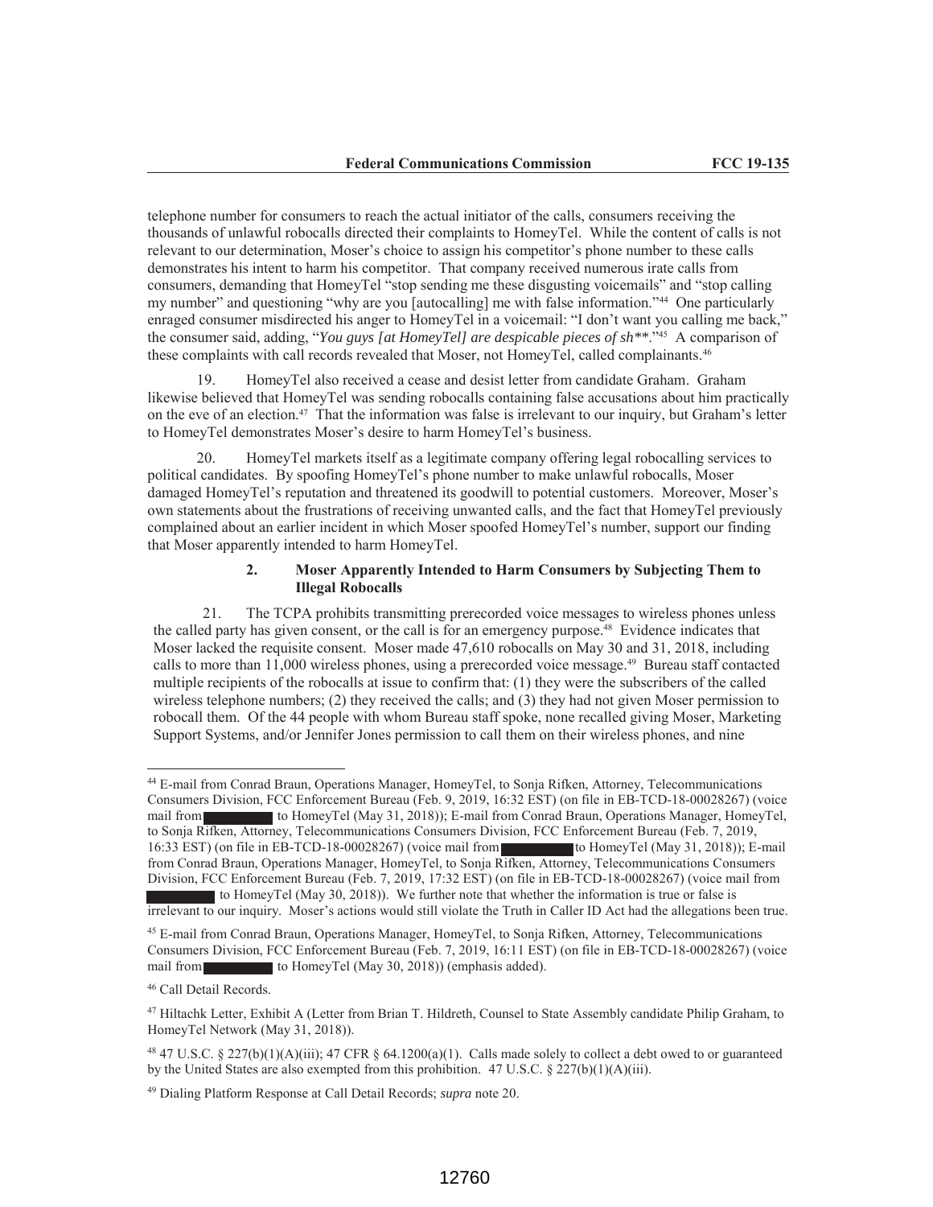telephone number for consumers to reach the actual initiator of the calls, consumers receiving the thousands of unlawful robocalls directed their complaints to HomeyTel. While the content of calls is not relevant to our determination, Moser's choice to assign his competitor's phone number to these calls demonstrates his intent to harm his competitor. That company received numerous irate calls from consumers, demanding that HomeyTel "stop sending me these disgusting voicemails" and "stop calling my number" and questioning "why are you [autocalling] me with false information."[44] One particularly enraged consumer misdirected his anger to HomeyTel in a voicemail: "I don't want you calling me back," the consumer said, adding, "*You guys [at HomeyTel] are despicable pieces of sh\*\*.*"[45] A comparison of these complaints with call records revealed that Moser, not HomeyTel, called complainants.[46]

19. HomeyTel also received a cease and desist letter from candidate Graham. Graham likewise believed that HomeyTel was sending robocalls containing false accusations about him practically on the eve of an election.[47] That the information was false is irrelevant to our inquiry, but Graham's letter to HomeyTel demonstrates Moser's desire to harm HomeyTel's business.

20. HomeyTel markets itself as a legitimate company offering legal robocalling services to political candidates. By spoofing HomeyTel's phone number to make unlawful robocalls, Moser damaged HomeyTel's reputation and threatened its goodwill to potential customers. Moreover, Moser's own statements about the frustrations of receiving unwanted calls, and the fact that HomeyTel previously complained about an earlier incident in which Moser spoofed HomeyTel's number, support our finding that Moser apparently intended to harm HomeyTel.

### 2. Moser Apparently Intended to Harm Consumers by Subjecting Them to Illegal Robocalls

21. The TCPA prohibits transmitting prerecorded voice messages to wireless phones unless the called party has given consent, or the call is for an emergency purpose.[48] Evidence indicates that Moser lacked the requisite consent. Moser made 47,610 robocalls on May 30 and 31, 2018, including calls to more than 11,000 wireless phones, using a prerecorded voice message.[49] Bureau staff contacted multiple recipients of the robocalls at issue to confirm that: (1) they were the subscribers of the called wireless telephone numbers; (2) they received the calls; and (3) they had not given Moser permission to robocall them. Of the 44 people with whom Bureau staff spoke, none recalled giving Moser, Marketing Support Systems, and/or Jennifer Jones permission to call them on their wireless phones, and nine

---

[44] E-mail from Conrad Braun, Operations Manager, HomeyTel, to Sonja Rifken, Attorney, Telecommunications Consumers Division, FCC Enforcement Bureau (Feb. 9, 2019, 16:32 EST) (on file in EB-TCD-18-00028267) (voice mail from [REDACTED] to HomeyTel (May 31, 2018)); E-mail from Conrad Braun, Operations Manager, HomeyTel, to Sonja Rifken, Attorney, Telecommunications Consumers Division, FCC Enforcement Bureau (Feb. 7, 2019, 16:33 EST) (on file in EB-TCD-18-00028267) (voice mail from [REDACTED] to HomeyTel (May 31, 2018)); E-mail from Conrad Braun, Operations Manager, HomeyTel, to Sonja Rifken, Attorney, Telecommunications Consumers Division, FCC Enforcement Bureau (Feb. 7, 2019, 17:32 EST) (on file in EB-TCD-18-00028267) (voice mail from [REDACTED] to HomeyTel (May 30, 2018)). We further note that whether the information is true or false is irrelevant to our inquiry. Moser's actions would still violate the Truth in Caller ID Act had the allegations been true.

[45] E-mail from Conrad Braun, Operations Manager, HomeyTel, to Sonja Rifken, Attorney, Telecommunications Consumers Division, FCC Enforcement Bureau (Feb. 7, 2019, 16:11 EST) (on file in EB-TCD-18-00028267) (voice mail from [REDACTED] to HomeyTel (May 30, 2018)) (emphasis added).

[46] Call Detail Records.

[47] Hiltachk Letter, Exhibit A (Letter from Brian T. Hildreth, Counsel to State Assembly candidate Philip Graham, to HomeyTel Network (May 31, 2018)).

[48] 47 U.S.C. § 227(b)(1)(A)(iii); 47 CFR § 64.1200(a)(1). Calls made solely to collect a debt owed to or guaranteed by the United States are also exempted from this prohibition. 47 U.S.C. § 227(b)(1)(A)(iii).

[49] Dialing Platform Response at Call Detail Records; *supra* note 20.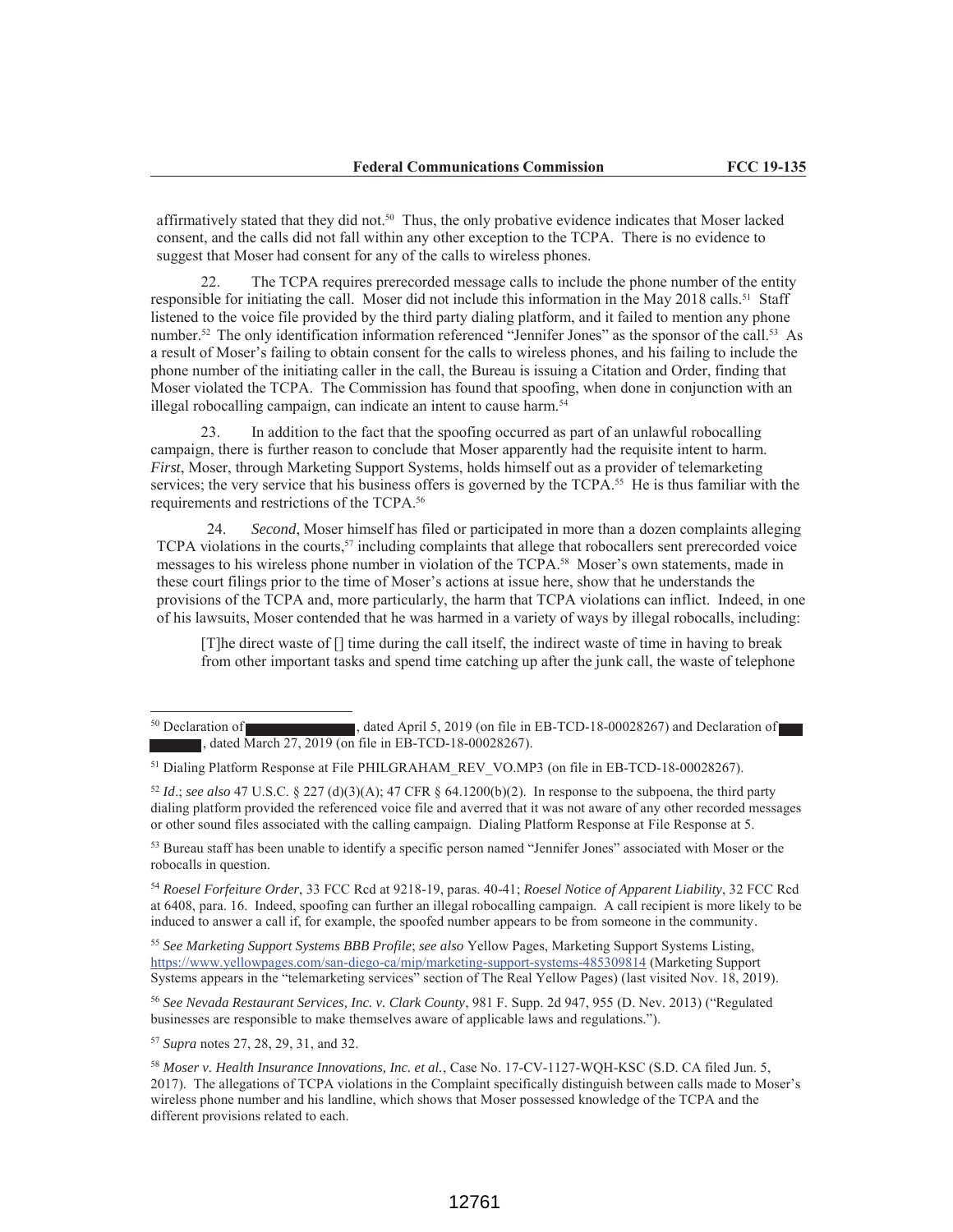affirmatively stated that they did not.[50] Thus, the only probative evidence indicates that Moser lacked consent, and the calls did not fall within any other exception to the TCPA. There is no evidence to suggest that Moser had consent for any of the calls to wireless phones.

22. The TCPA requires prerecorded message calls to include the phone number of the entity responsible for initiating the call. Moser did not include this information in the May 2018 calls.[51] Staff listened to the voice file provided by the third party dialing platform, and it failed to mention any phone number.[52] The only identification information referenced "Jennifer Jones" as the sponsor of the call.[53] As a result of Moser's failing to obtain consent for the calls to wireless phones, and his failing to include the phone number of the initiating caller in the call, the Bureau is issuing a Citation and Order, finding that Moser violated the TCPA. The Commission has found that spoofing, when done in conjunction with an illegal robocalling campaign, can indicate an intent to cause harm.[54]

23. In addition to the fact that the spoofing occurred as part of an unlawful robocalling campaign, there is further reason to conclude that Moser apparently had the requisite intent to harm. *First*, Moser, through Marketing Support Systems, holds himself out as a provider of telemarketing services; the very service that his business offers is governed by the TCPA.[55] He is thus familiar with the requirements and restrictions of the TCPA.[56]

24. *Second*, Moser himself has filed or participated in more than a dozen complaints alleging TCPA violations in the courts,[57] including complaints that allege that robocallers sent prerecorded voice messages to his wireless phone number in violation of the TCPA.[58] Moser's own statements, made in these court filings prior to the time of Moser's actions at issue here, show that he understands the provisions of the TCPA and, more particularly, the harm that TCPA violations can inflict. Indeed, in one of his lawsuits, Moser contended that he was harmed in a variety of ways by illegal robocalls, including:

> [T]he direct waste of [] time during the call itself, the indirect waste of time in having to break from other important tasks and spend time catching up after the junk call, the waste of telephone

---

[50] Declaration of [REDACTED], dated April 5, 2019 (on file in EB-TCD-18-00028267) and Declaration of [REDACTED], dated March 27, 2019 (on file in EB-TCD-18-00028267).

[51] Dialing Platform Response at File PHILGRAHAM_REV_VO.MP3 (on file in EB-TCD-18-00028267).

[52] *Id*.; *see also* 47 U.S.C. § 227 (d)(3)(A); 47 CFR § 64.1200(b)(2). In response to the subpoena, the third party dialing platform provided the referenced voice file and averred that it was not aware of any other recorded messages or other sound files associated with the calling campaign. Dialing Platform Response at File Response at 5.

[53] Bureau staff has been unable to identify a specific person named "Jennifer Jones" associated with Moser or the robocalls in question.

[54] *Roesel Forfeiture Order*, 33 FCC Rcd at 9218-19, paras. 40-41; *Roesel Notice of Apparent Liability*, 32 FCC Rcd at 6408, para. 16. Indeed, spoofing can further an illegal robocalling campaign. A call recipient is more likely to be induced to answer a call if, for example, the spoofed number appears to be from someone in the community.

[55] *See Marketing Support Systems BBB Profile*; *see also* Yellow Pages, Marketing Support Systems Listing, https://www.yellowpages.com/san-diego-ca/mip/marketing-support-systems-485309814 (Marketing Support Systems appears in the "telemarketing services" section of The Real Yellow Pages) (last visited Nov. 18, 2019).

[56] *See Nevada Restaurant Services, Inc. v. Clark County*, 981 F. Supp. 2d 947, 955 (D. Nev. 2013) ("Regulated businesses are responsible to make themselves aware of applicable laws and regulations.").

[57] *Supra* notes 27, 28, 29, 31, and 32.

[58] *Moser v. Health Insurance Innovations, Inc. et al.*, Case No. 17-CV-1127-WQH-KSC (S.D. CA filed Jun. 5, 2017). The allegations of TCPA violations in the Complaint specifically distinguish between calls made to Moser's wireless phone number and his landline, which shows that Moser possessed knowledge of the TCPA and the different provisions related to each.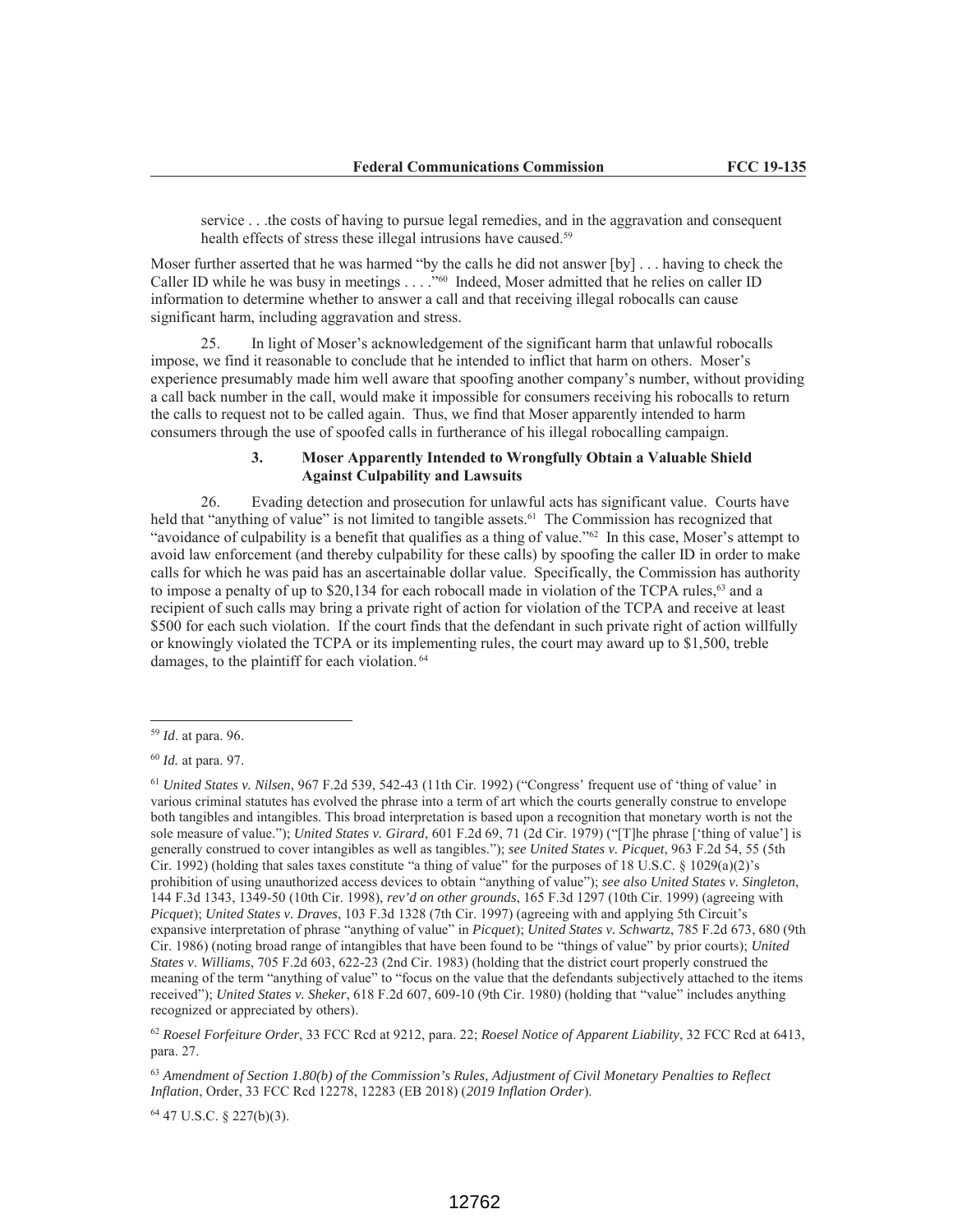service . . .the costs of having to pursue legal remedies, and in the aggravation and consequent health effects of stress these illegal intrusions have caused.[59]

Moser further asserted that he was harmed "by the calls he did not answer [by] . . . having to check the Caller ID while he was busy in meetings . . . ."[60] Indeed, Moser admitted that he relies on caller ID information to determine whether to answer a call and that receiving illegal robocalls can cause significant harm, including aggravation and stress.

25. In light of Moser's acknowledgement of the significant harm that unlawful robocalls impose, we find it reasonable to conclude that he intended to inflict that harm on others. Moser's experience presumably made him well aware that spoofing another company's number, without providing a call back number in the call, would make it impossible for consumers receiving his robocalls to return the calls to request not to be called again. Thus, we find that Moser apparently intended to harm consumers through the use of spoofed calls in furtherance of his illegal robocalling campaign.

### 3. Moser Apparently Intended to Wrongfully Obtain a Valuable Shield Against Culpability and Lawsuits

26. Evading detection and prosecution for unlawful acts has significant value. Courts have held that "anything of value" is not limited to tangible assets.[61] The Commission has recognized that "avoidance of culpability is a benefit that qualifies as a thing of value."[62] In this case, Moser's attempt to avoid law enforcement (and thereby culpability for these calls) by spoofing the caller ID in order to make calls for which he was paid has an ascertainable dollar value. Specifically, the Commission has authority to impose a penalty of up to $20,134 for each robocall made in violation of the TCPA rules,[63] and a recipient of such calls may bring a private right of action for violation of the TCPA and receive at least $500 for each such violation. If the court finds that the defendant in such private right of action willfully or knowingly violated the TCPA or its implementing rules, the court may award up to $1,500, treble damages, to the plaintiff for each violation.[64]

---

[59] *Id*. at para. 96.

[60] *Id.* at para. 97.

[61] *United States v. Nilsen*, 967 F.2d 539, 542-43 (11th Cir. 1992) ("Congress' frequent use of 'thing of value' in various criminal statutes has evolved the phrase into a term of art which the courts generally construe to envelope both tangibles and intangibles. This broad interpretation is based upon a recognition that monetary worth is not the sole measure of value."); *United States v. Girard*, 601 F.2d 69, 71 (2d Cir. 1979) ("[T]he phrase ['thing of value'] is generally construed to cover intangibles as well as tangibles."); *see United States v. Picquet*, 963 F.2d 54, 55 (5th Cir. 1992) (holding that sales taxes constitute "a thing of value" for the purposes of 18 U.S.C. § 1029(a)(2)'s prohibition of using unauthorized access devices to obtain "anything of value"); *see also United States v. Singleton*, 144 F.3d 1343, 1349-50 (10th Cir. 1998), *rev'd on other grounds*, 165 F.3d 1297 (10th Cir. 1999) (agreeing with *Picquet*); *United States v. Draves*, 103 F.3d 1328 (7th Cir. 1997) (agreeing with and applying 5th Circuit's expansive interpretation of phrase "anything of value" in *Picquet*); *United States v. Schwartz*, 785 F.2d 673, 680 (9th Cir. 1986) (noting broad range of intangibles that have been found to be "things of value" by prior courts); *United States v. Williams*, 705 F.2d 603, 622-23 (2nd Cir. 1983) (holding that the district court properly construed the meaning of the term "anything of value" to "focus on the value that the defendants subjectively attached to the items received"); *United States v. Sheker*, 618 F.2d 607, 609-10 (9th Cir. 1980) (holding that "value" includes anything recognized or appreciated by others).

[62] *Roesel Forfeiture Order*, 33 FCC Rcd at 9212, para. 22; *Roesel Notice of Apparent Liability*, 32 FCC Rcd at 6413, para. 27.

[63] *Amendment of Section 1.80(b) of the Commission's Rules, Adjustment of Civil Monetary Penalties to Reflect Inflation*, Order, 33 FCC Rcd 12278, 12283 (EB 2018) (*2019 Inflation Order*).

[64] 47 U.S.C. § 227(b)(3).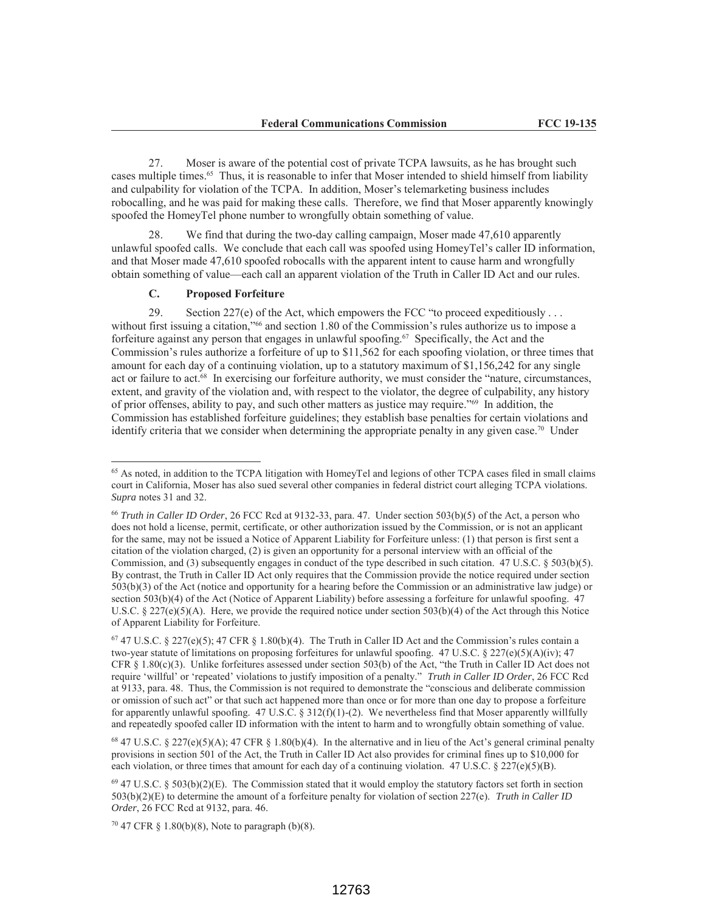27. Moser is aware of the potential cost of private TCPA lawsuits, as he has brought such cases multiple times.[65] Thus, it is reasonable to infer that Moser intended to shield himself from liability and culpability for violation of the TCPA. In addition, Moser's telemarketing business includes robocalling, and he was paid for making these calls. Therefore, we find that Moser apparently knowingly spoofed the HomeyTel phone number to wrongfully obtain something of value.

28. We find that during the two-day calling campaign, Moser made 47,610 apparently unlawful spoofed calls. We conclude that each call was spoofed using HomeyTel's caller ID information, and that Moser made 47,610 spoofed robocalls with the apparent intent to cause harm and wrongfully obtain something of value—each call an apparent violation of the Truth in Caller ID Act and our rules.

### C. Proposed Forfeiture

29. Section 227(e) of the Act, which empowers the FCC "to proceed expeditiously . . . without first issuing a citation,"[66] and section 1.80 of the Commission's rules authorize us to impose a forfeiture against any person that engages in unlawful spoofing.[67] Specifically, the Act and the Commission's rules authorize a forfeiture of up to $11,562 for each spoofing violation, or three times that amount for each day of a continuing violation, up to a statutory maximum of $1,156,242 for any single act or failure to act.[68] In exercising our forfeiture authority, we must consider the "nature, circumstances, extent, and gravity of the violation and, with respect to the violator, the degree of culpability, any history of prior offenses, ability to pay, and such other matters as justice may require."[69] In addition, the Commission has established forfeiture guidelines; they establish base penalties for certain violations and identify criteria that we consider when determining the appropriate penalty in any given case.[70] Under

---

[65] As noted, in addition to the TCPA litigation with HomeyTel and legions of other TCPA cases filed in small claims court in California, Moser has also sued several other companies in federal district court alleging TCPA violations. *Supra* notes 31 and 32.

[66] *Truth in Caller ID Order*, 26 FCC Rcd at 9132-33, para. 47. Under section 503(b)(5) of the Act, a person who does not hold a license, permit, certificate, or other authorization issued by the Commission, or is not an applicant for the same, may not be issued a Notice of Apparent Liability for Forfeiture unless: (1) that person is first sent a citation of the violation charged, (2) is given an opportunity for a personal interview with an official of the Commission, and (3) subsequently engages in conduct of the type described in such citation. 47 U.S.C. § 503(b)(5). By contrast, the Truth in Caller ID Act only requires that the Commission provide the notice required under section 503(b)(3) of the Act (notice and opportunity for a hearing before the Commission or an administrative law judge) or section 503(b)(4) of the Act (Notice of Apparent Liability) before assessing a forfeiture for unlawful spoofing. 47 U.S.C. § 227(e)(5)(A). Here, we provide the required notice under section 503(b)(4) of the Act through this Notice of Apparent Liability for Forfeiture.

[67] 47 U.S.C. § 227(e)(5); 47 CFR § 1.80(b)(4). The Truth in Caller ID Act and the Commission's rules contain a two-year statute of limitations on proposing forfeitures for unlawful spoofing. 47 U.S.C. § 227(e)(5)(A)(iv); 47 CFR § 1.80(c)(3). Unlike forfeitures assessed under section 503(b) of the Act, "the Truth in Caller ID Act does not require 'willful' or 'repeated' violations to justify imposition of a penalty." *Truth in Caller ID Order*, 26 FCC Rcd at 9133, para. 48. Thus, the Commission is not required to demonstrate the "conscious and deliberate commission or omission of such act" or that such act happened more than once or for more than one day to propose a forfeiture for apparently unlawful spoofing. 47 U.S.C. § 312(f)(1)-(2). We nevertheless find that Moser apparently willfully and repeatedly spoofed caller ID information with the intent to harm and to wrongfully obtain something of value.

[68] 47 U.S.C. § 227(e)(5)(A); 47 CFR § 1.80(b)(4). In the alternative and in lieu of the Act's general criminal penalty provisions in section 501 of the Act, the Truth in Caller ID Act also provides for criminal fines up to $10,000 for each violation, or three times that amount for each day of a continuing violation. 47 U.S.C. § 227(e)(5)(B).

[69] 47 U.S.C. § 503(b)(2)(E). The Commission stated that it would employ the statutory factors set forth in section 503(b)(2)(E) to determine the amount of a forfeiture penalty for violation of section 227(e). *Truth in Caller ID Order*, 26 FCC Rcd at 9132, para. 46.

[70] 47 CFR § 1.80(b)(8), Note to paragraph (b)(8).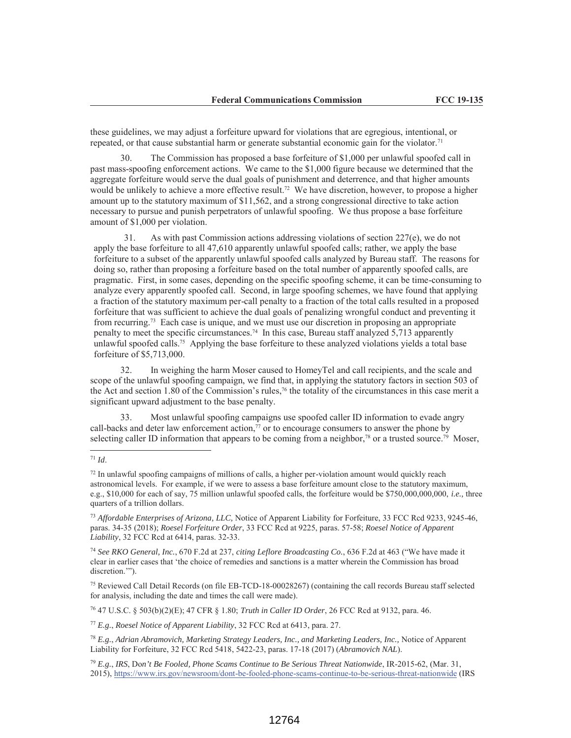these guidelines, we may adjust a forfeiture upward for violations that are egregious, intentional, or repeated, or that cause substantial harm or generate substantial economic gain for the violator.[71]

30. The Commission has proposed a base forfeiture of $1,000 per unlawful spoofed call in past mass-spoofing enforcement actions. We came to the $1,000 figure because we determined that the aggregate forfeiture would serve the dual goals of punishment and deterrence, and that higher amounts would be unlikely to achieve a more effective result.[72] We have discretion, however, to propose a higher amount up to the statutory maximum of $11,562, and a strong congressional directive to take action necessary to pursue and punish perpetrators of unlawful spoofing. We thus propose a base forfeiture amount of $1,000 per violation.

31. As with past Commission actions addressing violations of section 227(e), we do not apply the base forfeiture to all 47,610 apparently unlawful spoofed calls; rather, we apply the base forfeiture to a subset of the apparently unlawful spoofed calls analyzed by Bureau staff. The reasons for doing so, rather than proposing a forfeiture based on the total number of apparently spoofed calls, are pragmatic. First, in some cases, depending on the specific spoofing scheme, it can be time-consuming to analyze every apparently spoofed call. Second, in large spoofing schemes, we have found that applying a fraction of the statutory maximum per-call penalty to a fraction of the total calls resulted in a proposed forfeiture that was sufficient to achieve the dual goals of penalizing wrongful conduct and preventing it from recurring.[73] Each case is unique, and we must use our discretion in proposing an appropriate penalty to meet the specific circumstances.[74] In this case, Bureau staff analyzed 5,713 apparently unlawful spoofed calls.[75] Applying the base forfeiture to these analyzed violations yields a total base forfeiture of $5,713,000.

32. In weighing the harm Moser caused to HomeyTel and call recipients, and the scale and scope of the unlawful spoofing campaign, we find that, in applying the statutory factors in section 503 of the Act and section 1.80 of the Commission's rules,[76] the totality of the circumstances in this case merit a significant upward adjustment to the base penalty.

33. Most unlawful spoofing campaigns use spoofed caller ID information to evade angry call-backs and deter law enforcement action,[77] or to encourage consumers to answer the phone by selecting caller ID information that appears to be coming from a neighbor,[78] or a trusted source.[79] Moser,

---

[71] *Id*.

[72] In unlawful spoofing campaigns of millions of calls, a higher per-violation amount would quickly reach astronomical levels. For example, if we were to assess a base forfeiture amount close to the statutory maximum, e.g., $10,000 for each of say, 75 million unlawful spoofed calls, the forfeiture would be $750,000,000,000, *i.e.,* three quarters of a trillion dollars.

[73] *Affordable Enterprises of Arizona, LLC,* Notice of Apparent Liability for Forfeiture, 33 FCC Rcd 9233, 9245-46, paras. 34-35 (2018); *Roesel Forfeiture Order*, 33 FCC Rcd at 9225, paras. 57-58; *Roesel Notice of Apparent Liability*, 32 FCC Rcd at 6414, paras. 32-33.

[74] *See RKO General, Inc.*, 670 F.2d at 237, *citing Leflore Broadcasting Co.*, 636 F.2d at 463 ("We have made it clear in earlier cases that 'the choice of remedies and sanctions is a matter wherein the Commission has broad discretion.'").

[75] Reviewed Call Detail Records (on file EB-TCD-18-00028267) (containing the call records Bureau staff selected for analysis, including the date and times the call were made).

[76] 47 U.S.C. § 503(b)(2)(E); 47 CFR § 1.80; *Truth in Caller ID Order*, 26 FCC Rcd at 9132, para. 46.

[77] *E.g.*, *Roesel Notice of Apparent Liability*, 32 FCC Rcd at 6413, para. 27.

[78] *E.g.*, *Adrian Abramovich, Marketing Strategy Leaders, Inc., and Marketing Leaders, Inc.,* Notice of Apparent Liability for Forfeiture, 32 FCC Rcd 5418, 5422-23, paras. 17-18 (2017) (*Abramovich NAL*).

[79] *E.g.*, *IRS*, *Don't Be Fooled, Phone Scams Continue to Be Serious Threat Nationwide*, IR-2015-62, (Mar. 31, 2015), https://www.irs.gov/newsroom/dont-be-fooled-phone-scams-continue-to-be-serious-threat-nationwide (IRS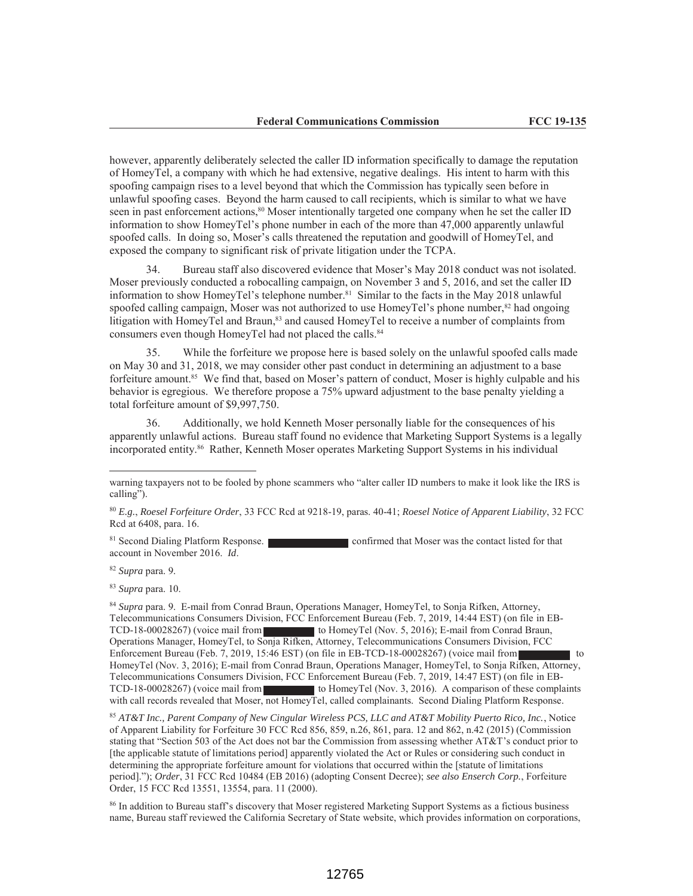however, apparently deliberately selected the caller ID information specifically to damage the reputation of HomeyTel, a company with which he had extensive, negative dealings. His intent to harm with this spoofing campaign rises to a level beyond that which the Commission has typically seen before in unlawful spoofing cases. Beyond the harm caused to call recipients, which is similar to what we have seen in past enforcement actions,[80] Moser intentionally targeted one company when he set the caller ID information to show HomeyTel's phone number in each of the more than 47,000 apparently unlawful spoofed calls. In doing so, Moser's calls threatened the reputation and goodwill of HomeyTel, and exposed the company to significant risk of private litigation under the TCPA.

34. Bureau staff also discovered evidence that Moser's May 2018 conduct was not isolated. Moser previously conducted a robocalling campaign, on November 3 and 5, 2016, and set the caller ID information to show HomeyTel's telephone number.[81] Similar to the facts in the May 2018 unlawful spoofed calling campaign, Moser was not authorized to use HomeyTel's phone number,[82] had ongoing litigation with HomeyTel and Braun,[83] and caused HomeyTel to receive a number of complaints from consumers even though HomeyTel had not placed the calls.[84]

35. While the forfeiture we propose here is based solely on the unlawful spoofed calls made on May 30 and 31, 2018, we may consider other past conduct in determining an adjustment to a base forfeiture amount.[85] We find that, based on Moser's pattern of conduct, Moser is highly culpable and his behavior is egregious. We therefore propose a 75% upward adjustment to the base penalty yielding a total forfeiture amount of $9,997,750.

36. Additionally, we hold Kenneth Moser personally liable for the consequences of his apparently unlawful actions. Bureau staff found no evidence that Marketing Support Systems is a legally incorporated entity.[86] Rather, Kenneth Moser operates Marketing Support Systems in his individual

---

warning taxpayers not to be fooled by phone scammers who "alter caller ID numbers to make it look like the IRS is calling").

[80] *E.g.*, *Roesel Forfeiture Order*, 33 FCC Rcd at 9218-19, paras. 40-41; *Roesel Notice of Apparent Liability*, 32 FCC Rcd at 6408, para. 16.

[81] Second Dialing Platform Response. [REDACTED] confirmed that Moser was the contact listed for that account in November 2016. *Id*.

[82] *Supra* para. 9.

[83] *Supra* para. 10.

[84] *Supra* para. 9. E-mail from Conrad Braun, Operations Manager, HomeyTel, to Sonja Rifken, Attorney, Telecommunications Consumers Division, FCC Enforcement Bureau (Feb. 7, 2019, 14:44 EST) (on file in EB-TCD-18-00028267) (voice mail from [REDACTED] to HomeyTel (Nov. 5, 2016); E-mail from Conrad Braun, Operations Manager, HomeyTel, to Sonja Rifken, Attorney, Telecommunications Consumers Division, FCC Enforcement Bureau (Feb. 7, 2019, 15:46 EST) (on file in EB-TCD-18-00028267) (voice mail from [REDACTED] to HomeyTel (Nov. 3, 2016); E-mail from Conrad Braun, Operations Manager, HomeyTel, to Sonja Rifken, Attorney, Telecommunications Consumers Division, FCC Enforcement Bureau (Feb. 7, 2019, 14:47 EST) (on file in EB-TCD-18-00028267) (voice mail from [REDACTED] to HomeyTel (Nov. 3, 2016). A comparison of these complaints with call records revealed that Moser, not HomeyTel, called complainants. Second Dialing Platform Response.

[85] *AT&T Inc., Parent Company of New Cingular Wireless PCS, LLC and AT&T Mobility Puerto Rico, Inc.*, Notice of Apparent Liability for Forfeiture 30 FCC Rcd 856, 859, n.26, 861, para. 12 and 862, n.42 (2015) (Commission stating that "Section 503 of the Act does not bar the Commission from assessing whether AT&T's conduct prior to [the applicable statute of limitations period] apparently violated the Act or Rules or considering such conduct in determining the appropriate forfeiture amount for violations that occurred within the [statute of limitations period]."); *Order*, 31 FCC Rcd 10484 (EB 2016) (adopting Consent Decree); *see also Enserch Corp.*, Forfeiture Order, 15 FCC Rcd 13551, 13554, para. 11 (2000).

[86] In addition to Bureau staff's discovery that Moser registered Marketing Support Systems as a fictious business name, Bureau staff reviewed the California Secretary of State website, which provides information on corporations,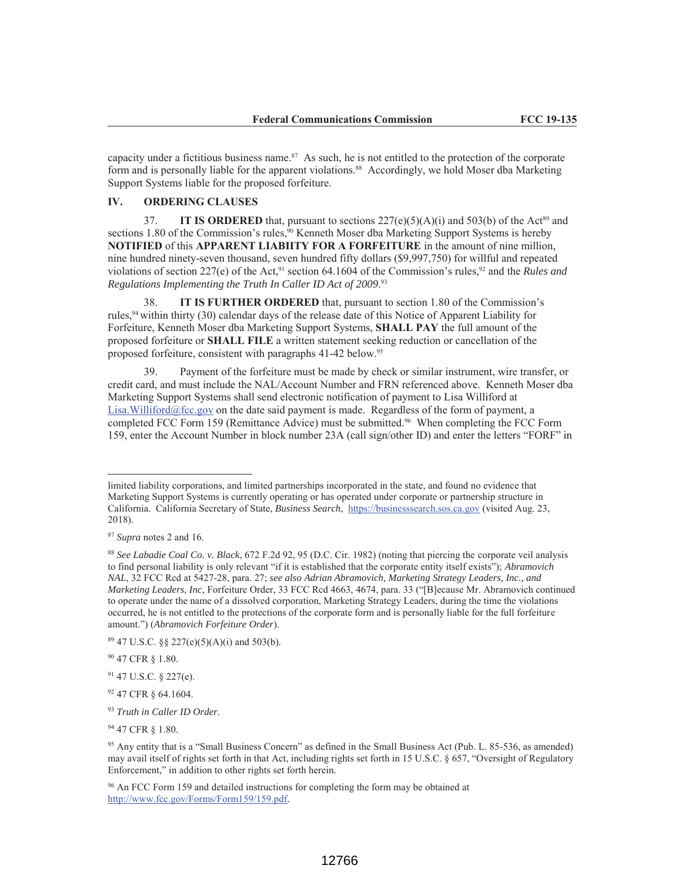capacity under a fictitious business name.[87] As such, he is not entitled to the protection of the corporate form and is personally liable for the apparent violations.[88] Accordingly, we hold Moser dba Marketing Support Systems liable for the proposed forfeiture.

## IV. ORDERING CLAUSES

37. **IT IS ORDERED** that, pursuant to sections 227(e)(5)(A)(i) and 503(b) of the Act[89] and sections 1.80 of the Commission's rules,[90] Kenneth Moser dba Marketing Support Systems is hereby **NOTIFIED** of this **APPARENT LIABIITY FOR A FORFEITURE** in the amount of nine million, nine hundred ninety-seven thousand, seven hundred fifty dollars ($9,997,750) for willful and repeated violations of section 227(e) of the Act,[91] section 64.1604 of the Commission's rules,[92] and the *Rules and Regulations Implementing the Truth In Caller ID Act of 2009*.[93]

38. **IT IS FURTHER ORDERED** that, pursuant to section 1.80 of the Commission's rules,[94] within thirty (30) calendar days of the release date of this Notice of Apparent Liability for Forfeiture, Kenneth Moser dba Marketing Support Systems, **SHALL PAY** the full amount of the proposed forfeiture or **SHALL FILE** a written statement seeking reduction or cancellation of the proposed forfeiture, consistent with paragraphs 41-42 below.[95]

39. Payment of the forfeiture must be made by check or similar instrument, wire transfer, or credit card, and must include the NAL/Account Number and FRN referenced above. Kenneth Moser dba Marketing Support Systems shall send electronic notification of payment to Lisa Williford at Lisa.Williford@fcc.gov on the date said payment is made. Regardless of the form of payment, a completed FCC Form 159 (Remittance Advice) must be submitted.[96] When completing the FCC Form 159, enter the Account Number in block number 23A (call sign/other ID) and enter the letters "FORF" in

---

limited liability corporations, and limited partnerships incorporated in the state, and found no evidence that Marketing Support Systems is currently operating or has operated under corporate or partnership structure in California. California Secretary of State, *Business Search*, https://businesssearch.sos.ca.gov (visited Aug. 23, 2018).

[87] *Supra* notes 2 and 16.

[88] *See Labadie Coal Co. v. Black*, 672 F.2d 92, 95 (D.C. Cir. 1982) (noting that piercing the corporate veil analysis to find personal liability is only relevant "if it is established that the corporate entity itself exists"); *Abramovich NAL*, 32 FCC Rcd at 5427-28, para. 27; *see also Adrian Abramovich, Marketing Strategy Leaders, Inc., and Marketing Leaders, Inc*, Forfeiture Order, 33 FCC Rcd 4663, 4674, para. 33 ("[B]ecause Mr. Abramovich continued to operate under the name of a dissolved corporation, Marketing Strategy Leaders, during the time the violations occurred, he is not entitled to the protections of the corporate form and is personally liable for the full forfeiture amount.") (*Abramovich Forfeiture Order*).

[89] 47 U.S.C. §§ 227(e)(5)(A)(i) and 503(b).

[90] 47 CFR § 1.80.

[91] 47 U.S.C. § 227(e).

[92] 47 CFR § 64.1604.

[93] *Truth in Caller ID Order*.

[94] 47 CFR § 1.80.

[95] Any entity that is a "Small Business Concern" as defined in the Small Business Act (Pub. L. 85-536, as amended) may avail itself of rights set forth in that Act, including rights set forth in 15 U.S.C. § 657, "Oversight of Regulatory Enforcement," in addition to other rights set forth herein.

[96] An FCC Form 159 and detailed instructions for completing the form may be obtained at http://www.fcc.gov/Forms/Form159/159.pdf.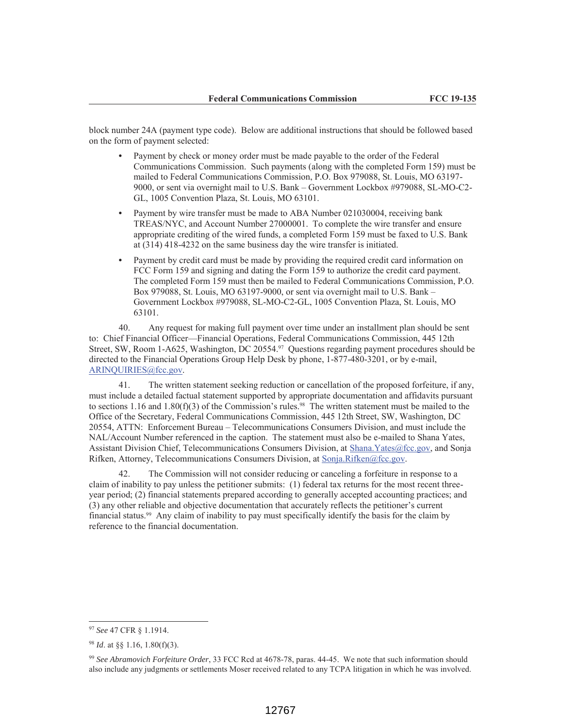block number 24A (payment type code). Below are additional instructions that should be followed based on the form of payment selected:

- Payment by check or money order must be made payable to the order of the Federal Communications Commission. Such payments (along with the completed Form 159) must be mailed to Federal Communications Commission, P.O. Box 979088, St. Louis, MO 63197-9000, or sent via overnight mail to U.S. Bank – Government Lockbox #979088, SL-MO-C2-GL, 1005 Convention Plaza, St. Louis, MO 63101.
- Payment by wire transfer must be made to ABA Number 021030004, receiving bank TREAS/NYC, and Account Number 27000001. To complete the wire transfer and ensure appropriate crediting of the wired funds, a completed Form 159 must be faxed to U.S. Bank at (314) 418-4232 on the same business day the wire transfer is initiated.
- Payment by credit card must be made by providing the required credit card information on FCC Form 159 and signing and dating the Form 159 to authorize the credit card payment. The completed Form 159 must then be mailed to Federal Communications Commission, P.O. Box 979088, St. Louis, MO 63197-9000, or sent via overnight mail to U.S. Bank – Government Lockbox #979088, SL-MO-C2-GL, 1005 Convention Plaza, St. Louis, MO 63101.

40. Any request for making full payment over time under an installment plan should be sent to: Chief Financial Officer—Financial Operations, Federal Communications Commission, 445 12th Street, SW, Room 1-A625, Washington, DC 20554.[97] Questions regarding payment procedures should be directed to the Financial Operations Group Help Desk by phone, 1-877-480-3201, or by e-mail, ARINQUIRIES@fcc.gov.

41. The written statement seeking reduction or cancellation of the proposed forfeiture, if any, must include a detailed factual statement supported by appropriate documentation and affidavits pursuant to sections 1.16 and 1.80(f)(3) of the Commission's rules.[98] The written statement must be mailed to the Office of the Secretary, Federal Communications Commission, 445 12th Street, SW, Washington, DC 20554, ATTN: Enforcement Bureau – Telecommunications Consumers Division, and must include the NAL/Account Number referenced in the caption. The statement must also be e-mailed to Shana Yates, Assistant Division Chief, Telecommunications Consumers Division, at Shana.Yates@fcc.gov, and Sonja Rifken, Attorney, Telecommunications Consumers Division, at Sonja.Rifken@fcc.gov.

42. The Commission will not consider reducing or canceling a forfeiture in response to a claim of inability to pay unless the petitioner submits: (1) federal tax returns for the most recent three-year period; (2) financial statements prepared according to generally accepted accounting practices; and (3) any other reliable and objective documentation that accurately reflects the petitioner's current financial status.[99] Any claim of inability to pay must specifically identify the basis for the claim by reference to the financial documentation.

---

[97] *See* 47 CFR § 1.1914.

[98] *Id*. at §§ 1.16, 1.80(f)(3).

[99] *See Abramovich Forfeiture Order*, 33 FCC Rcd at 4678-78, paras. 44-45. We note that such information should also include any judgments or settlements Moser received related to any TCPA litigation in which he was involved.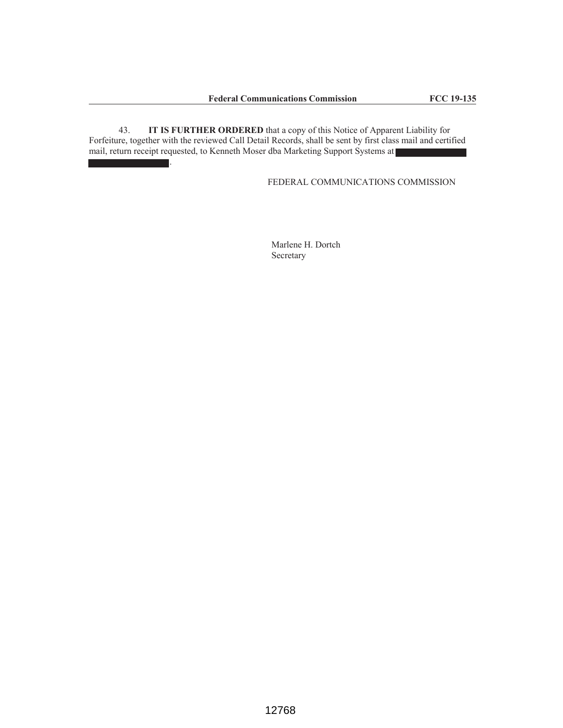43. **IT IS FURTHER ORDERED** that a copy of this Notice of Apparent Liability for Forfeiture, together with the reviewed Call Detail Records, shall be sent by first class mail and certified mail, return receipt requested, to Kenneth Moser dba Marketing Support Systems at [REDACTED] [REDACTED].

FEDERAL COMMUNICATIONS COMMISSION

Marlene H. Dortch
Secretary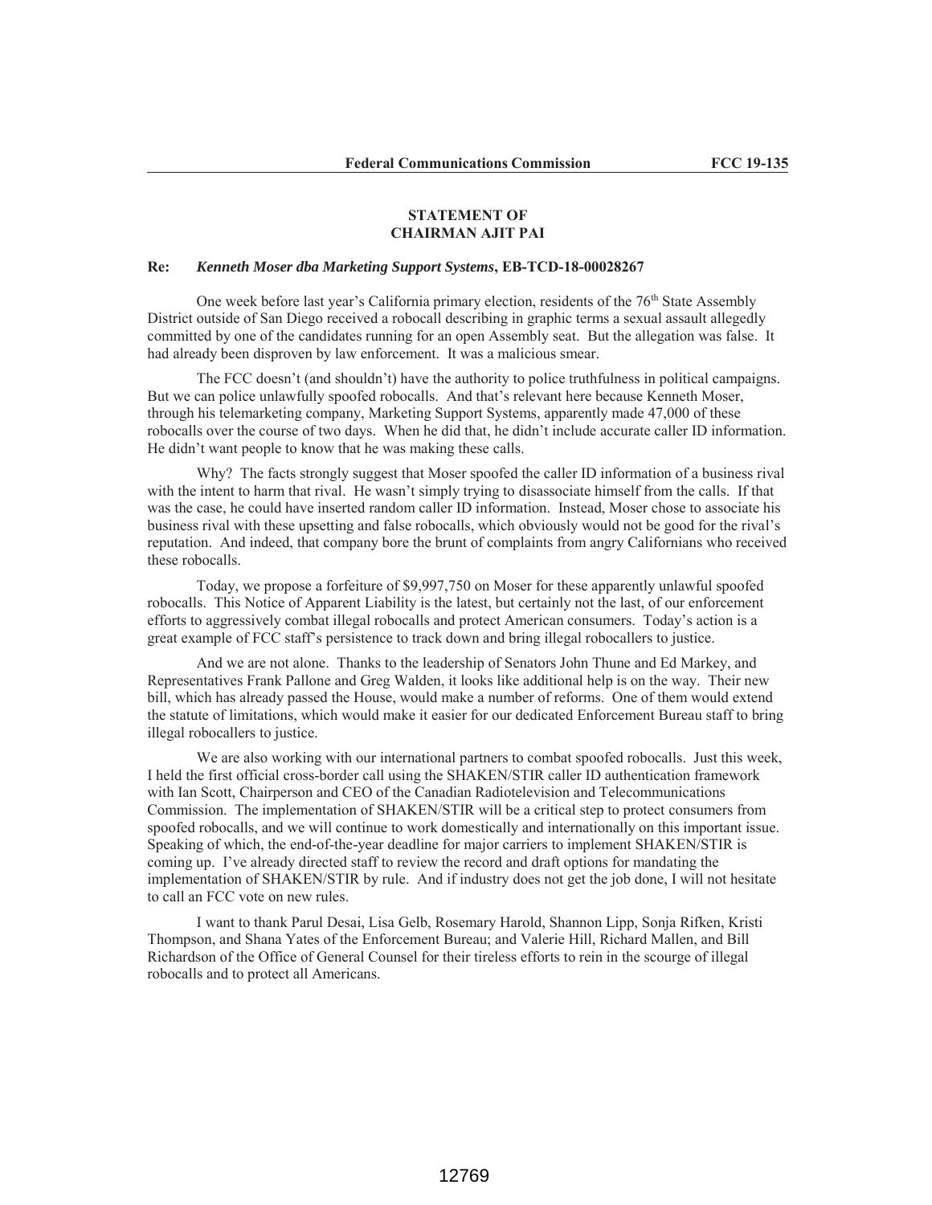## STATEMENT OF CHAIRMAN AJIT PAI

**Re:** ***Kenneth Moser dba Marketing Support Systems*****, EB-TCD-18-00028267**

One week before last year's California primary election, residents of the 76th State Assembly District outside of San Diego received a robocall describing in graphic terms a sexual assault allegedly committed by one of the candidates running for an open Assembly seat. But the allegation was false. It had already been disproven by law enforcement. It was a malicious smear.

The FCC doesn't (and shouldn't) have the authority to police truthfulness in political campaigns. But we can police unlawfully spoofed robocalls. And that's relevant here because Kenneth Moser, through his telemarketing company, Marketing Support Systems, apparently made 47,000 of these robocalls over the course of two days. When he did that, he didn't include accurate caller ID information. He didn't want people to know that he was making these calls.

Why? The facts strongly suggest that Moser spoofed the caller ID information of a business rival with the intent to harm that rival. He wasn't simply trying to disassociate himself from the calls. If that was the case, he could have inserted random caller ID information. Instead, Moser chose to associate his business rival with these upsetting and false robocalls, which obviously would not be good for the rival's reputation. And indeed, that company bore the brunt of complaints from angry Californians who received these robocalls.

Today, we propose a forfeiture of $9,997,750 on Moser for these apparently unlawful spoofed robocalls. This Notice of Apparent Liability is the latest, but certainly not the last, of our enforcement efforts to aggressively combat illegal robocalls and protect American consumers. Today's action is a great example of FCC staff's persistence to track down and bring illegal robocallers to justice.

And we are not alone. Thanks to the leadership of Senators John Thune and Ed Markey, and Representatives Frank Pallone and Greg Walden, it looks like additional help is on the way. Their new bill, which has already passed the House, would make a number of reforms. One of them would extend the statute of limitations, which would make it easier for our dedicated Enforcement Bureau staff to bring illegal robocallers to justice.

We are also working with our international partners to combat spoofed robocalls. Just this week, I held the first official cross-border call using the SHAKEN/STIR caller ID authentication framework with Ian Scott, Chairperson and CEO of the Canadian Radiotelevision and Telecommunications Commission. The implementation of SHAKEN/STIR will be a critical step to protect consumers from spoofed robocalls, and we will continue to work domestically and internationally on this important issue. Speaking of which, the end-of-the-year deadline for major carriers to implement SHAKEN/STIR is coming up. I've already directed staff to review the record and draft options for mandating the implementation of SHAKEN/STIR by rule. And if industry does not get the job done, I will not hesitate to call an FCC vote on new rules.

I want to thank Parul Desai, Lisa Gelb, Rosemary Harold, Shannon Lipp, Sonja Rifken, Kristi Thompson, and Shana Yates of the Enforcement Bureau; and Valerie Hill, Richard Mallen, and Bill Richardson of the Office of General Counsel for their tireless efforts to rein in the scourge of illegal robocalls and to protect all Americans.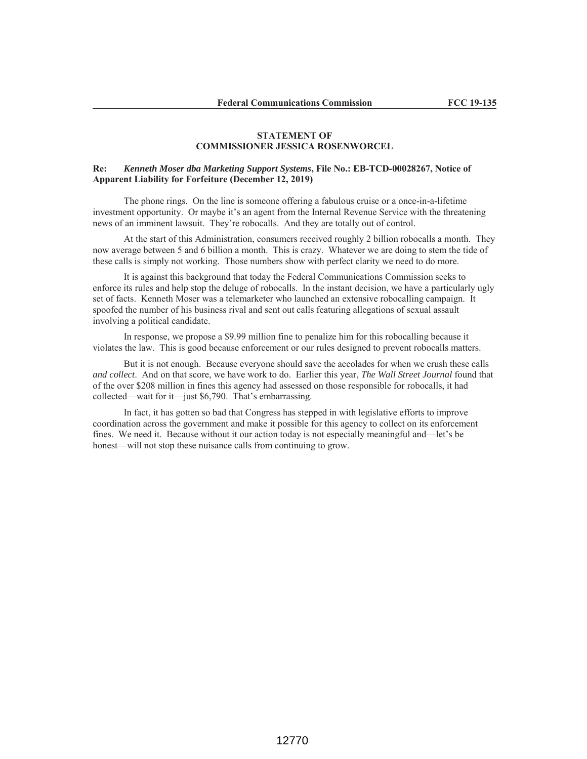**STATEMENT OF**
**COMMISSIONER JESSICA ROSENWORCEL**

**Re:** ***Kenneth Moser dba Marketing Support Systems*****, File No.: EB-TCD-00028267, Notice of Apparent Liability for Forfeiture (December 12, 2019)**

The phone rings. On the line is someone offering a fabulous cruise or a once-in-a-lifetime investment opportunity. Or maybe it's an agent from the Internal Revenue Service with the threatening news of an imminent lawsuit. They're robocalls. And they are totally out of control.

At the start of this Administration, consumers received roughly 2 billion robocalls a month. They now average between 5 and 6 billion a month. This is crazy. Whatever we are doing to stem the tide of these calls is simply not working. Those numbers show with perfect clarity we need to do more.

It is against this background that today the Federal Communications Commission seeks to enforce its rules and help stop the deluge of robocalls. In the instant decision, we have a particularly ugly set of facts. Kenneth Moser was a telemarketer who launched an extensive robocalling campaign. It spoofed the number of his business rival and sent out calls featuring allegations of sexual assault involving a political candidate.

In response, we propose a $9.99 million fine to penalize him for this robocalling because it violates the law. This is good because enforcement or our rules designed to prevent robocalls matters.

But it is not enough. Because everyone should save the accolades for when we crush these calls *and collect*. And on that score, we have work to do. Earlier this year, *The Wall Street Journal* found that of the over $208 million in fines this agency had assessed on those responsible for robocalls, it had collected—wait for it—just $6,790. That's embarrassing.

In fact, it has gotten so bad that Congress has stepped in with legislative efforts to improve coordination across the government and make it possible for this agency to collect on its enforcement fines. We need it. Because without it our action today is not especially meaningful and—let's be honest—will not stop these nuisance calls from continuing to grow.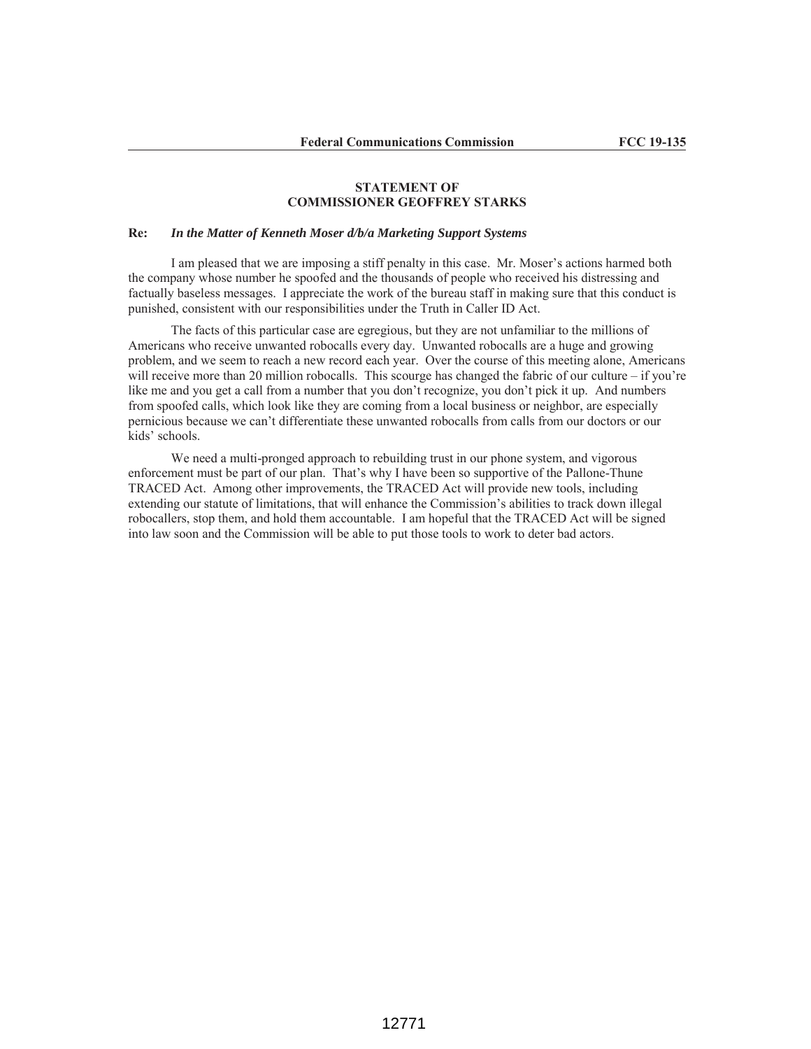**STATEMENT OF**
**COMMISSIONER GEOFFREY STARKS**

**Re:** ***In the Matter of Kenneth Moser d/b/a Marketing Support Systems***

I am pleased that we are imposing a stiff penalty in this case. Mr. Moser's actions harmed both the company whose number he spoofed and the thousands of people who received his distressing and factually baseless messages. I appreciate the work of the bureau staff in making sure that this conduct is punished, consistent with our responsibilities under the Truth in Caller ID Act.

The facts of this particular case are egregious, but they are not unfamiliar to the millions of Americans who receive unwanted robocalls every day. Unwanted robocalls are a huge and growing problem, and we seem to reach a new record each year. Over the course of this meeting alone, Americans will receive more than 20 million robocalls. This scourge has changed the fabric of our culture – if you're like me and you get a call from a number that you don't recognize, you don't pick it up. And numbers from spoofed calls, which look like they are coming from a local business or neighbor, are especially pernicious because we can't differentiate these unwanted robocalls from calls from our doctors or our kids' schools.

We need a multi-pronged approach to rebuilding trust in our phone system, and vigorous enforcement must be part of our plan. That's why I have been so supportive of the Pallone-Thune TRACED Act. Among other improvements, the TRACED Act will provide new tools, including extending our statute of limitations, that will enhance the Commission's abilities to track down illegal robocallers, stop them, and hold them accountable. I am hopeful that the TRACED Act will be signed into law soon and the Commission will be able to put those tools to work to deter bad actors.